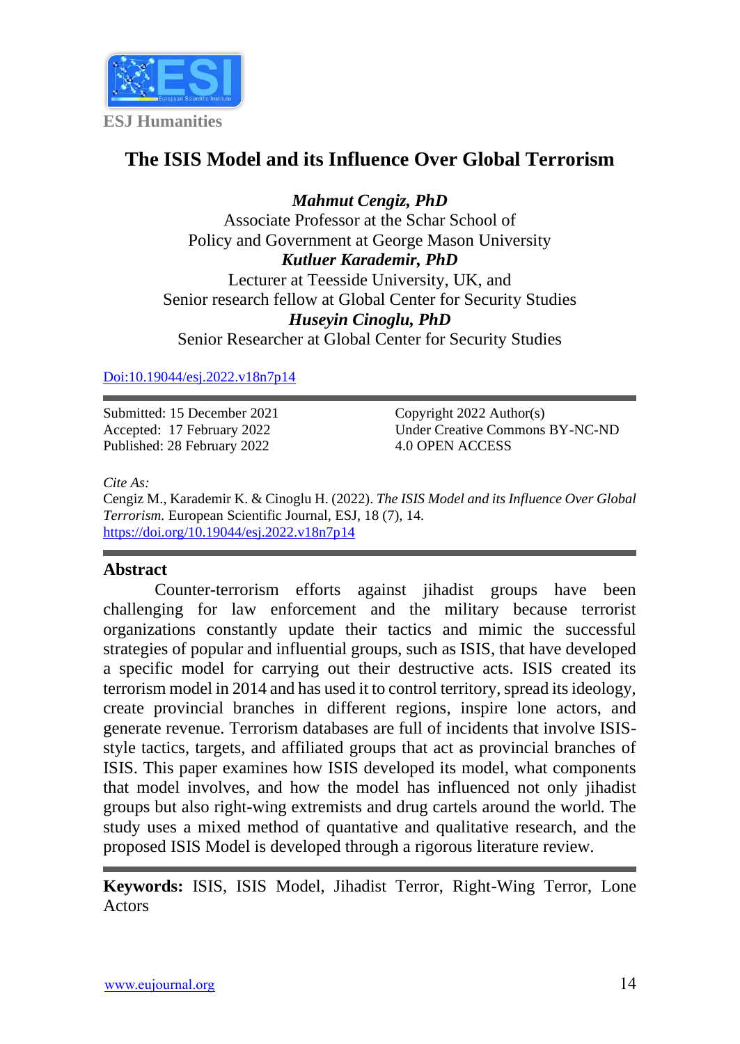ESJ Humanities

# The ISIS Model and its Influence Over Global Terrorism

***Mahmut Cengiz, PhD***
Associate Professor at the Schar School of
Policy and Government at George Mason University
***Kutluer Karademir, PhD***
Lecturer at Teesside University, UK, and
Senior research fellow at Global Center for Security Studies
***Huseyin Cinoglu, PhD***
Senior Researcher at Global Center for Security Studies

Doi:10.19044/esj.2022.v18n7p14

Submitted: 15 December 2021
Accepted: 17 February 2022
Published: 28 February 2022

Copyright 2022 Author(s)
Under Creative Commons BY-NC-ND
4.0 OPEN ACCESS

*Cite As:*
Cengiz M., Karademir K. & Cinoglu H. (2022). *The ISIS Model and its Influence Over Global Terrorism.* European Scientific Journal, ESJ, 18 (7), 14. https://doi.org/10.19044/esj.2022.v18n7p14

## Abstract

Counter-terrorism efforts against jihadist groups have been challenging for law enforcement and the military because terrorist organizations constantly update their tactics and mimic the successful strategies of popular and influential groups, such as ISIS, that have developed a specific model for carrying out their destructive acts. ISIS created its terrorism model in 2014 and has used it to control territory, spread its ideology, create provincial branches in different regions, inspire lone actors, and generate revenue. Terrorism databases are full of incidents that involve ISIS-style tactics, targets, and affiliated groups that act as provincial branches of ISIS. This paper examines how ISIS developed its model, what components that model involves, and how the model has influenced not only jihadist groups but also right-wing extremists and drug cartels around the world. The study uses a mixed method of quantative and qualitative research, and the proposed ISIS Model is developed through a rigorous literature review.

**Keywords:** ISIS, ISIS Model, Jihadist Terror, Right-Wing Terror, Lone Actors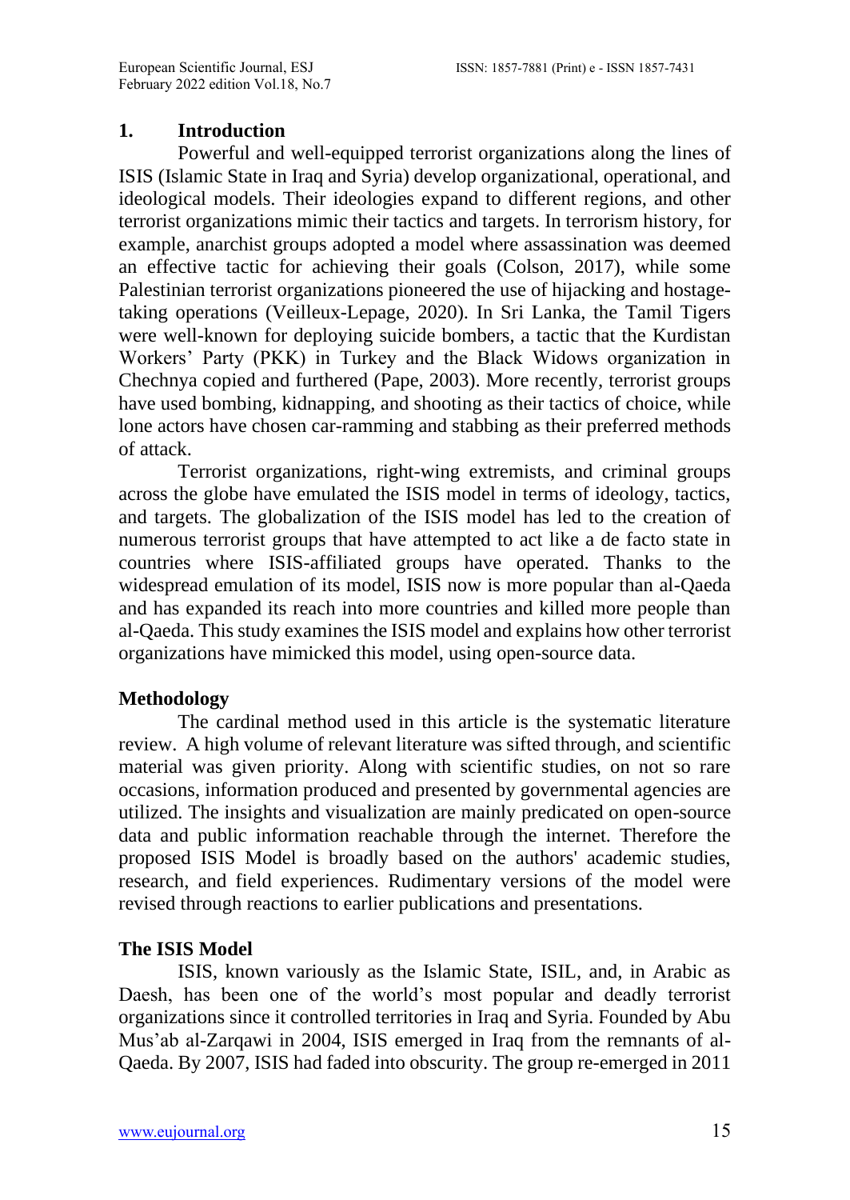## 1. Introduction

Powerful and well-equipped terrorist organizations along the lines of ISIS (Islamic State in Iraq and Syria) develop organizational, operational, and ideological models. Their ideologies expand to different regions, and other terrorist organizations mimic their tactics and targets. In terrorism history, for example, anarchist groups adopted a model where assassination was deemed an effective tactic for achieving their goals (Colson, 2017), while some Palestinian terrorist organizations pioneered the use of hijacking and hostage-taking operations (Veilleux-Lepage, 2020). In Sri Lanka, the Tamil Tigers were well-known for deploying suicide bombers, a tactic that the Kurdistan Workers' Party (PKK) in Turkey and the Black Widows organization in Chechnya copied and furthered (Pape, 2003). More recently, terrorist groups have used bombing, kidnapping, and shooting as their tactics of choice, while lone actors have chosen car-ramming and stabbing as their preferred methods of attack.

Terrorist organizations, right-wing extremists, and criminal groups across the globe have emulated the ISIS model in terms of ideology, tactics, and targets. The globalization of the ISIS model has led to the creation of numerous terrorist groups that have attempted to act like a de facto state in countries where ISIS-affiliated groups have operated. Thanks to the widespread emulation of its model, ISIS now is more popular than al-Qaeda and has expanded its reach into more countries and killed more people than al-Qaeda. This study examines the ISIS model and explains how other terrorist organizations have mimicked this model, using open-source data.

### Methodology

The cardinal method used in this article is the systematic literature review. A high volume of relevant literature was sifted through, and scientific material was given priority. Along with scientific studies, on not so rare occasions, information produced and presented by governmental agencies are utilized. The insights and visualization are mainly predicated on open-source data and public information reachable through the internet. Therefore the proposed ISIS Model is broadly based on the authors' academic studies, research, and field experiences. Rudimentary versions of the model were revised through reactions to earlier publications and presentations.

### The ISIS Model

ISIS, known variously as the Islamic State, ISIL, and, in Arabic as Daesh, has been one of the world's most popular and deadly terrorist organizations since it controlled territories in Iraq and Syria. Founded by Abu Mus'ab al-Zarqawi in 2004, ISIS emerged in Iraq from the remnants of al-Qaeda. By 2007, ISIS had faded into obscurity. The group re-emerged in 2011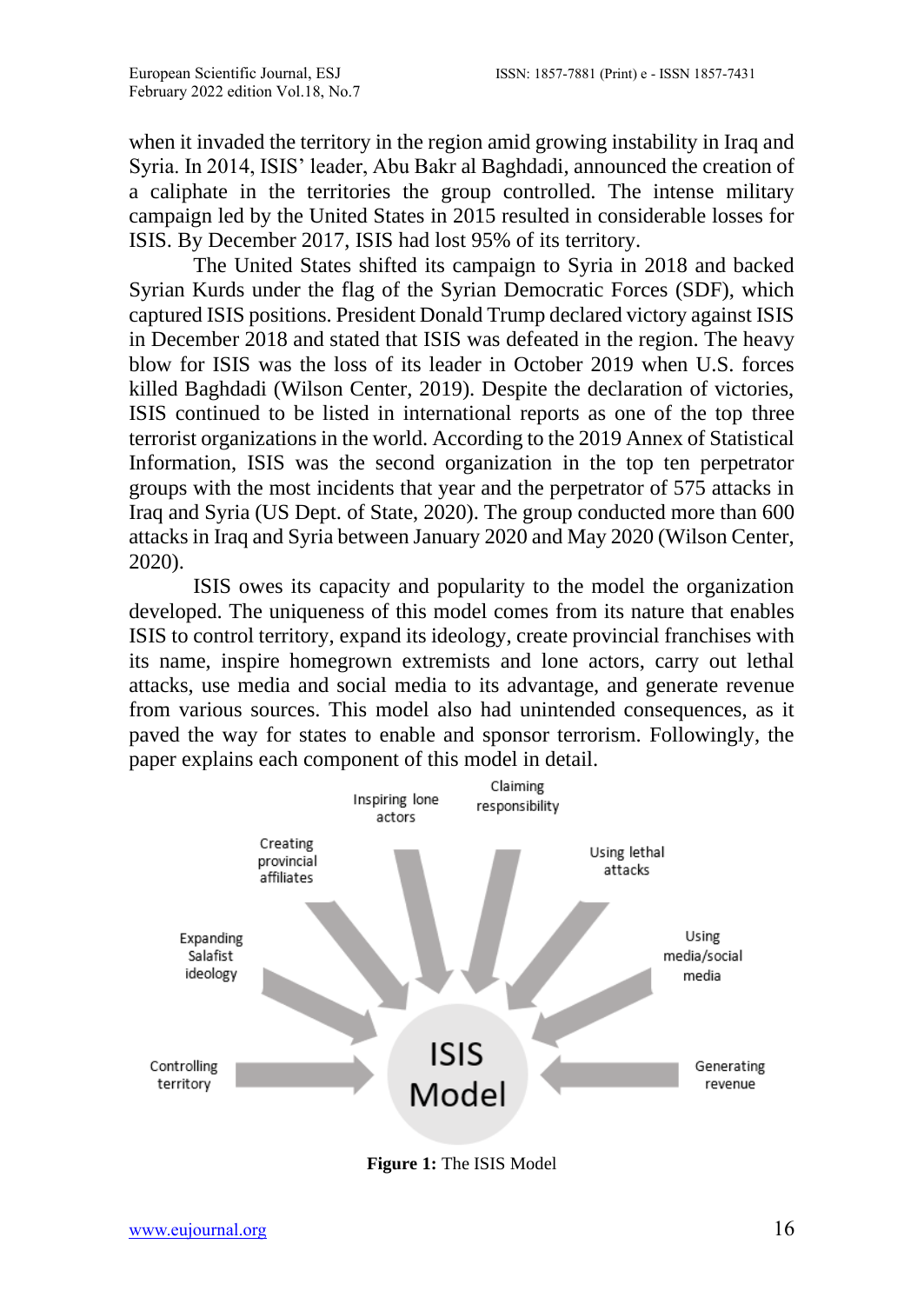when it invaded the territory in the region amid growing instability in Iraq and Syria. In 2014, ISIS' leader, Abu Bakr al Baghdadi, announced the creation of a caliphate in the territories the group controlled. The intense military campaign led by the United States in 2015 resulted in considerable losses for ISIS. By December 2017, ISIS had lost 95% of its territory.

The United States shifted its campaign to Syria in 2018 and backed Syrian Kurds under the flag of the Syrian Democratic Forces (SDF), which captured ISIS positions. President Donald Trump declared victory against ISIS in December 2018 and stated that ISIS was defeated in the region. The heavy blow for ISIS was the loss of its leader in October 2019 when U.S. forces killed Baghdadi (Wilson Center, 2019). Despite the declaration of victories, ISIS continued to be listed in international reports as one of the top three terrorist organizations in the world. According to the 2019 Annex of Statistical Information, ISIS was the second organization in the top ten perpetrator groups with the most incidents that year and the perpetrator of 575 attacks in Iraq and Syria (US Dept. of State, 2020). The group conducted more than 600 attacks in Iraq and Syria between January 2020 and May 2020 (Wilson Center, 2020).

ISIS owes its capacity and popularity to the model the organization developed. The uniqueness of this model comes from its nature that enables ISIS to control territory, expand its ideology, create provincial franchises with its name, inspire homegrown extremists and lone actors, carry out lethal attacks, use media and social media to its advantage, and generate revenue from various sources. This model also had unintended consequences, as it paved the way for states to enable and sponsor terrorism. Followingly, the paper explains each component of this model in detail.

Controlling territory → ISIS Model
Expanding Salafist ideology → ISIS Model
Creating provincial affiliates → ISIS Model
Inspiring lone actors → ISIS Model
Claiming responsibility → ISIS Model
Using lethal attacks → ISIS Model
Using media/social media → ISIS Model
Generating revenue → ISIS Model

**Figure 1:** The ISIS Model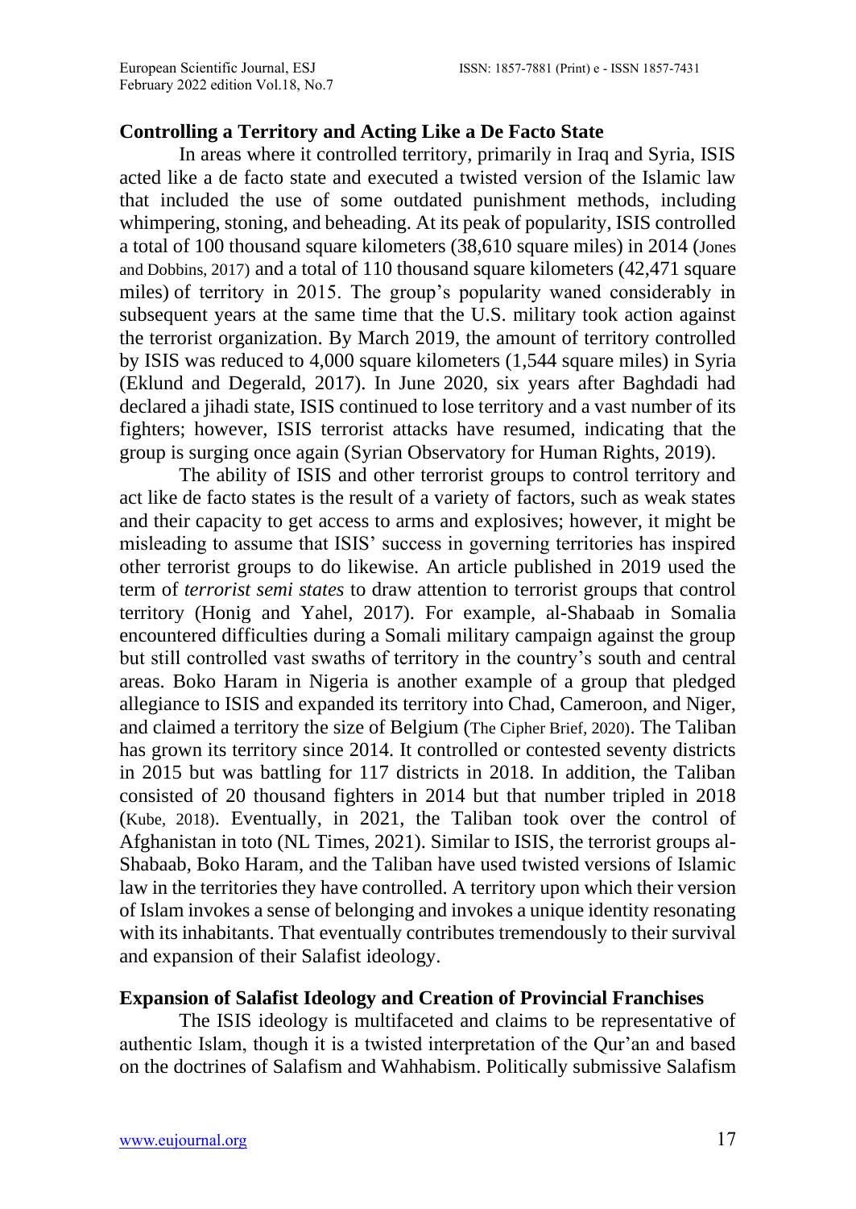## Controlling a Territory and Acting Like a De Facto State

In areas where it controlled territory, primarily in Iraq and Syria, ISIS acted like a de facto state and executed a twisted version of the Islamic law that included the use of some outdated punishment methods, including whimpering, stoning, and beheading. At its peak of popularity, ISIS controlled a total of 100 thousand square kilometers (38,610 square miles) in 2014 (Jones and Dobbins, 2017) and a total of 110 thousand square kilometers (42,471 square miles) of territory in 2015. The group's popularity waned considerably in subsequent years at the same time that the U.S. military took action against the terrorist organization. By March 2019, the amount of territory controlled by ISIS was reduced to 4,000 square kilometers (1,544 square miles) in Syria (Eklund and Degerald, 2017). In June 2020, six years after Baghdadi had declared a jihadi state, ISIS continued to lose territory and a vast number of its fighters; however, ISIS terrorist attacks have resumed, indicating that the group is surging once again (Syrian Observatory for Human Rights, 2019).

The ability of ISIS and other terrorist groups to control territory and act like de facto states is the result of a variety of factors, such as weak states and their capacity to get access to arms and explosives; however, it might be misleading to assume that ISIS' success in governing territories has inspired other terrorist groups to do likewise. An article published in 2019 used the term of *terrorist semi states* to draw attention to terrorist groups that control territory (Honig and Yahel, 2017). For example, al-Shabaab in Somalia encountered difficulties during a Somali military campaign against the group but still controlled vast swaths of territory in the country's south and central areas. Boko Haram in Nigeria is another example of a group that pledged allegiance to ISIS and expanded its territory into Chad, Cameroon, and Niger, and claimed a territory the size of Belgium (The Cipher Brief, 2020). The Taliban has grown its territory since 2014. It controlled or contested seventy districts in 2015 but was battling for 117 districts in 2018. In addition, the Taliban consisted of 20 thousand fighters in 2014 but that number tripled in 2018 (Kube, 2018). Eventually, in 2021, the Taliban took over the control of Afghanistan in toto (NL Times, 2021). Similar to ISIS, the terrorist groups al-Shabaab, Boko Haram, and the Taliban have used twisted versions of Islamic law in the territories they have controlled. A territory upon which their version of Islam invokes a sense of belonging and invokes a unique identity resonating with its inhabitants. That eventually contributes tremendously to their survival and expansion of their Salafist ideology.

## Expansion of Salafist Ideology and Creation of Provincial Franchises

The ISIS ideology is multifaceted and claims to be representative of authentic Islam, though it is a twisted interpretation of the Qur'an and based on the doctrines of Salafism and Wahhabism. Politically submissive Salafism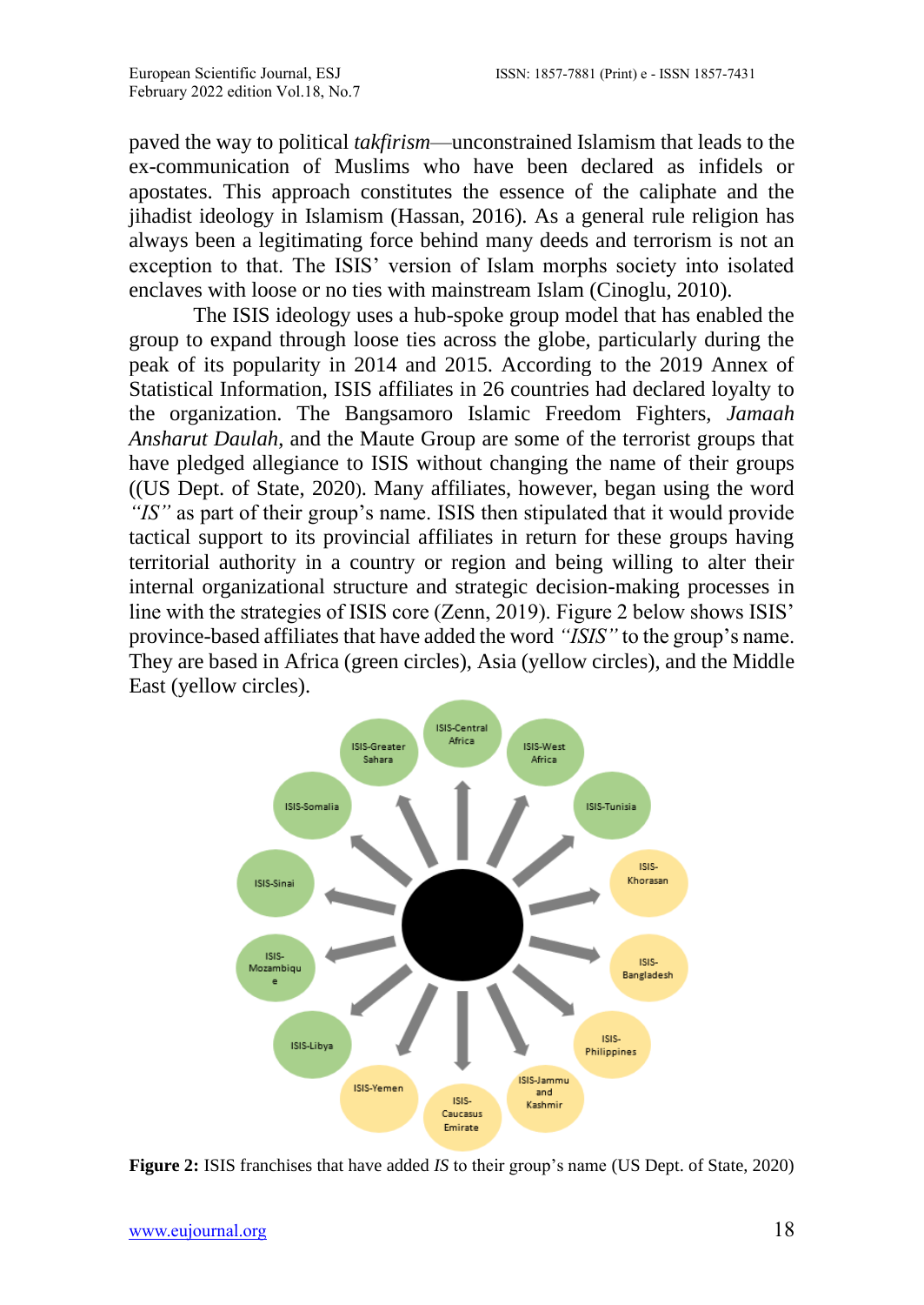paved the way to political *takfirism*—unconstrained Islamism that leads to the ex-communication of Muslims who have been declared as infidels or apostates. This approach constitutes the essence of the caliphate and the jihadist ideology in Islamism (Hassan, 2016). As a general rule religion has always been a legitimating force behind many deeds and terrorism is not an exception to that. The ISIS' version of Islam morphs society into isolated enclaves with loose or no ties with mainstream Islam (Cinoglu, 2010).

The ISIS ideology uses a hub-spoke group model that has enabled the group to expand through loose ties across the globe, particularly during the peak of its popularity in 2014 and 2015. According to the 2019 Annex of Statistical Information, ISIS affiliates in 26 countries had declared loyalty to the organization. The Bangsamoro Islamic Freedom Fighters, *Jamaah Ansharut Daulah*, and the Maute Group are some of the terrorist groups that have pledged allegiance to ISIS without changing the name of their groups ((US Dept. of State, 2020). Many affiliates, however, began using the word *"IS"* as part of their group's name. ISIS then stipulated that it would provide tactical support to its provincial affiliates in return for these groups having territorial authority in a country or region and being willing to alter their internal organizational structure and strategic decision-making processes in line with the strategies of ISIS core (Zenn, 2019). Figure 2 below shows ISIS' province-based affiliates that have added the word *"ISIS"* to the group's name. They are based in Africa (green circles), Asia (yellow circles), and the Middle East (yellow circles).

**Figure 2:** ISIS franchises that have added *IS* to their group's name (US Dept. of State, 2020)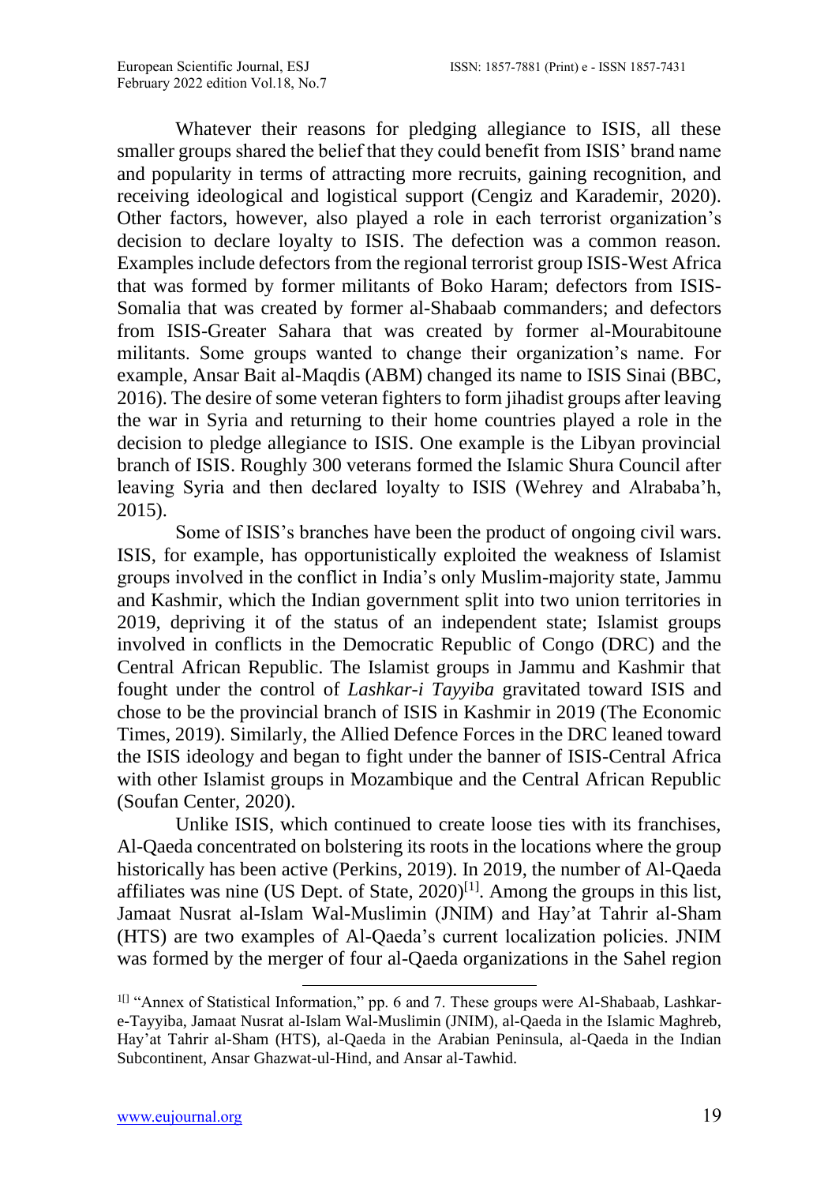Whatever their reasons for pledging allegiance to ISIS, all these smaller groups shared the belief that they could benefit from ISIS' brand name and popularity in terms of attracting more recruits, gaining recognition, and receiving ideological and logistical support (Cengiz and Karademir, 2020). Other factors, however, also played a role in each terrorist organization's decision to declare loyalty to ISIS. The defection was a common reason. Examples include defectors from the regional terrorist group ISIS-West Africa that was formed by former militants of Boko Haram; defectors from ISIS-Somalia that was created by former al-Shabaab commanders; and defectors from ISIS-Greater Sahara that was created by former al-Mourabitoune militants. Some groups wanted to change their organization's name. For example, Ansar Bait al-Maqdis (ABM) changed its name to ISIS Sinai (BBC, 2016). The desire of some veteran fighters to form jihadist groups after leaving the war in Syria and returning to their home countries played a role in the decision to pledge allegiance to ISIS. One example is the Libyan provincial branch of ISIS. Roughly 300 veterans formed the Islamic Shura Council after leaving Syria and then declared loyalty to ISIS (Wehrey and Alrababa'h, 2015).

Some of ISIS's branches have been the product of ongoing civil wars. ISIS, for example, has opportunistically exploited the weakness of Islamist groups involved in the conflict in India's only Muslim-majority state, Jammu and Kashmir, which the Indian government split into two union territories in 2019, depriving it of the status of an independent state; Islamist groups involved in conflicts in the Democratic Republic of Congo (DRC) and the Central African Republic. The Islamist groups in Jammu and Kashmir that fought under the control of *Lashkar-i Tayyiba* gravitated toward ISIS and chose to be the provincial branch of ISIS in Kashmir in 2019 (The Economic Times, 2019). Similarly, the Allied Defence Forces in the DRC leaned toward the ISIS ideology and began to fight under the banner of ISIS-Central Africa with other Islamist groups in Mozambique and the Central African Republic (Soufan Center, 2020).

Unlike ISIS, which continued to create loose ties with its franchises, Al-Qaeda concentrated on bolstering its roots in the locations where the group historically has been active (Perkins, 2019). In 2019, the number of Al-Qaeda affiliates was nine (US Dept. of State, 2020)[1]. Among the groups in this list, Jamaat Nusrat al-Islam Wal-Muslimin (JNIM) and Hay'at Tahrir al-Sham (HTS) are two examples of Al-Qaeda's current localization policies. JNIM was formed by the merger of four al-Qaeda organizations in the Sahel region

---

[1] "Annex of Statistical Information," pp. 6 and 7. These groups were Al-Shabaab, Lashkar-e-Tayyiba, Jamaat Nusrat al-Islam Wal-Muslimin (JNIM), al-Qaeda in the Islamic Maghreb, Hay'at Tahrir al-Sham (HTS), al-Qaeda in the Arabian Peninsula, al-Qaeda in the Indian Subcontinent, Ansar Ghazwat-ul-Hind, and Ansar al-Tawhid.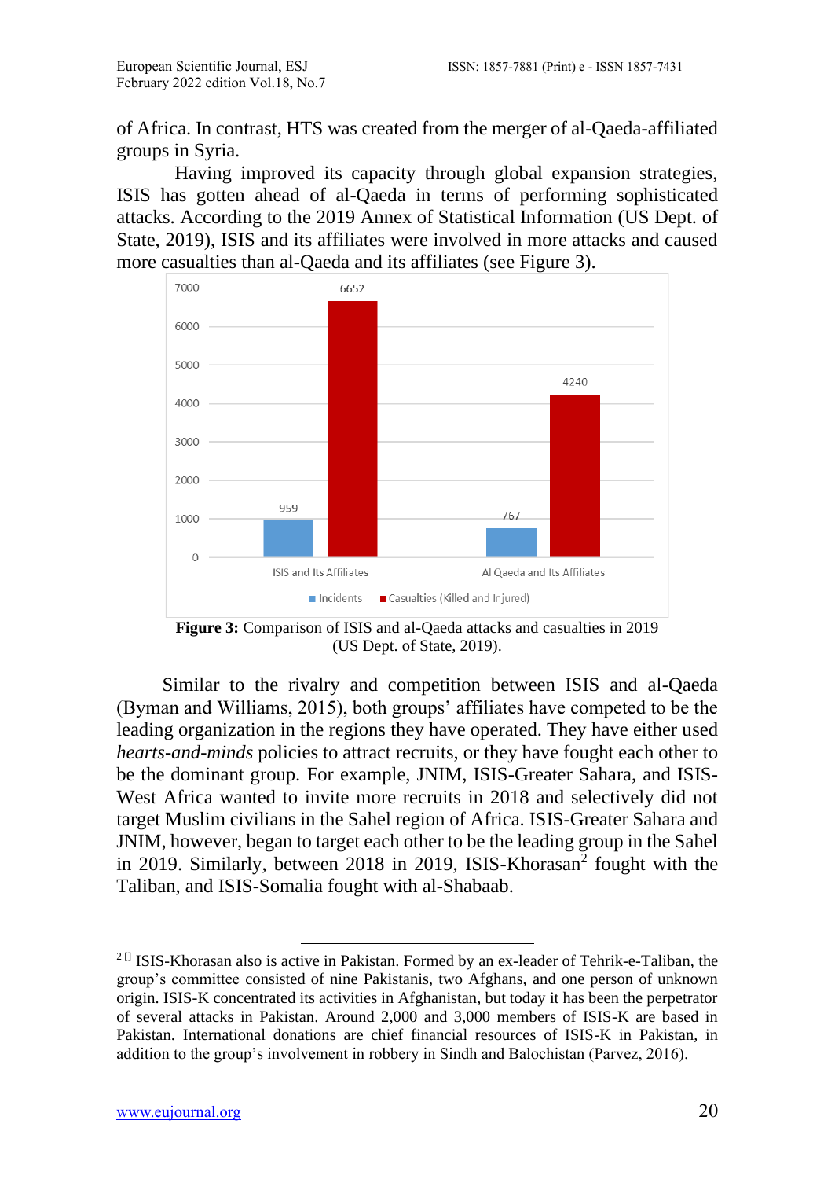of Africa. In contrast, HTS was created from the merger of al-Qaeda-affiliated groups in Syria.

Having improved its capacity through global expansion strategies, ISIS has gotten ahead of al-Qaeda in terms of performing sophisticated attacks. According to the 2019 Annex of Statistical Information (US Dept. of State, 2019), ISIS and its affiliates were involved in more attacks and caused more casualties than al-Qaeda and its affiliates (see Figure 3).

| | Incidents | Casualties (Killed and Injured) |
|---|---|---|
| ISIS and Its Affiliates | 959 | 6652 |
| Al Qaeda and Its Affiliates | 767 | 4240 |

**Figure 3:** Comparison of ISIS and al-Qaeda attacks and casualties in 2019 (US Dept. of State, 2019).

Similar to the rivalry and competition between ISIS and al-Qaeda (Byman and Williams, 2015), both groups' affiliates have competed to be the leading organization in the regions they have operated. They have either used *hearts-and-minds* policies to attract recruits, or they have fought each other to be the dominant group. For example, JNIM, ISIS-Greater Sahara, and ISIS-West Africa wanted to invite more recruits in 2018 and selectively did not target Muslim civilians in the Sahel region of Africa. ISIS-Greater Sahara and JNIM, however, began to target each other to be the leading group in the Sahel in 2019. Similarly, between 2018 in 2019, ISIS-Khorasan[2] fought with the Taliban, and ISIS-Somalia fought with al-Shabaab.

---

[2] ISIS-Khorasan also is active in Pakistan. Formed by an ex-leader of Tehrik-e-Taliban, the group's committee consisted of nine Pakistanis, two Afghans, and one person of unknown origin. ISIS-K concentrated its activities in Afghanistan, but today it has been the perpetrator of several attacks in Pakistan. Around 2,000 and 3,000 members of ISIS-K are based in Pakistan. International donations are chief financial resources of ISIS-K in Pakistan, in addition to the group's involvement in robbery in Sindh and Balochistan (Parvez, 2016).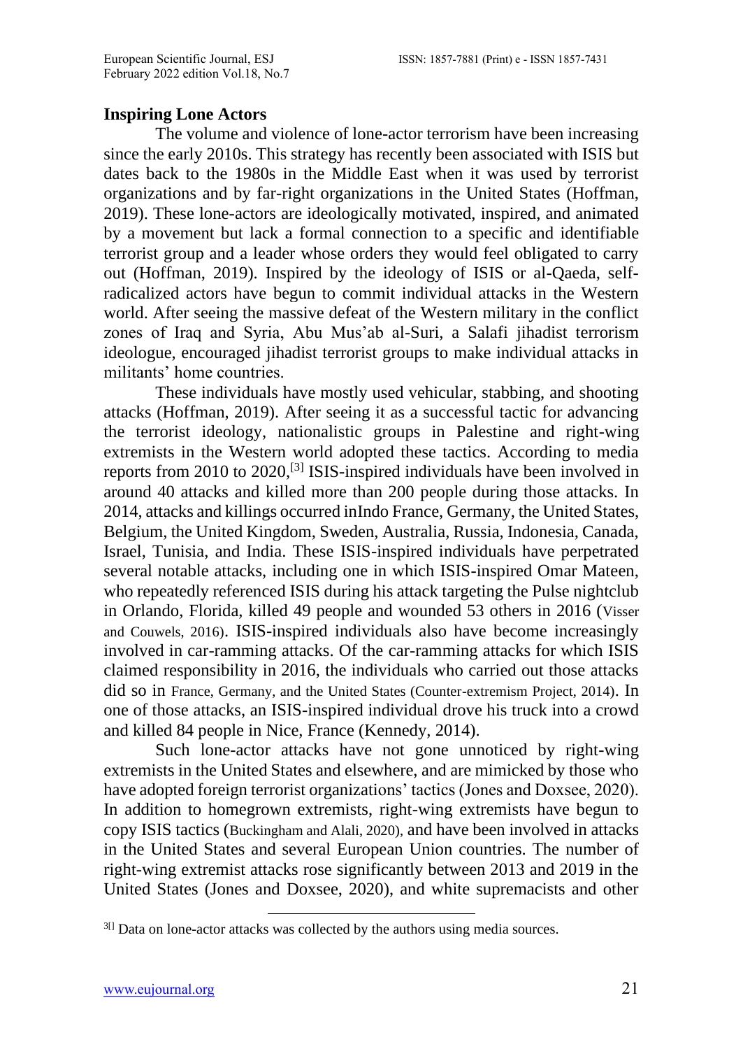## Inspiring Lone Actors

The volume and violence of lone-actor terrorism have been increasing since the early 2010s. This strategy has recently been associated with ISIS but dates back to the 1980s in the Middle East when it was used by terrorist organizations and by far-right organizations in the United States (Hoffman, 2019). These lone-actors are ideologically motivated, inspired, and animated by a movement but lack a formal connection to a specific and identifiable terrorist group and a leader whose orders they would feel obligated to carry out (Hoffman, 2019). Inspired by the ideology of ISIS or al-Qaeda, self-radicalized actors have begun to commit individual attacks in the Western world. After seeing the massive defeat of the Western military in the conflict zones of Iraq and Syria, Abu Mus'ab al-Suri, a Salafi jihadist terrorism ideologue, encouraged jihadist terrorist groups to make individual attacks in militants' home countries.

These individuals have mostly used vehicular, stabbing, and shooting attacks (Hoffman, 2019). After seeing it as a successful tactic for advancing the terrorist ideology, nationalistic groups in Palestine and right-wing extremists in the Western world adopted these tactics. According to media reports from 2010 to 2020,[3] ISIS-inspired individuals have been involved in around 40 attacks and killed more than 200 people during those attacks. In 2014, attacks and killings occurred inIndo France, Germany, the United States, Belgium, the United Kingdom, Sweden, Australia, Russia, Indonesia, Canada, Israel, Tunisia, and India. These ISIS-inspired individuals have perpetrated several notable attacks, including one in which ISIS-inspired Omar Mateen, who repeatedly referenced ISIS during his attack targeting the Pulse nightclub in Orlando, Florida, killed 49 people and wounded 53 others in 2016 (Visser and Couwels, 2016). ISIS-inspired individuals also have become increasingly involved in car-ramming attacks. Of the car-ramming attacks for which ISIS claimed responsibility in 2016, the individuals who carried out those attacks did so in France, Germany, and the United States (Counter-extremism Project, 2014). In one of those attacks, an ISIS-inspired individual drove his truck into a crowd and killed 84 people in Nice, France (Kennedy, 2014).

Such lone-actor attacks have not gone unnoticed by right-wing extremists in the United States and elsewhere, and are mimicked by those who have adopted foreign terrorist organizations' tactics (Jones and Doxsee, 2020). In addition to homegrown extremists, right-wing extremists have begun to copy ISIS tactics (Buckingham and Alali, 2020), and have been involved in attacks in the United States and several European Union countries. The number of right-wing extremist attacks rose significantly between 2013 and 2019 in the United States (Jones and Doxsee, 2020), and white supremacists and other

[3] Data on lone-actor attacks was collected by the authors using media sources.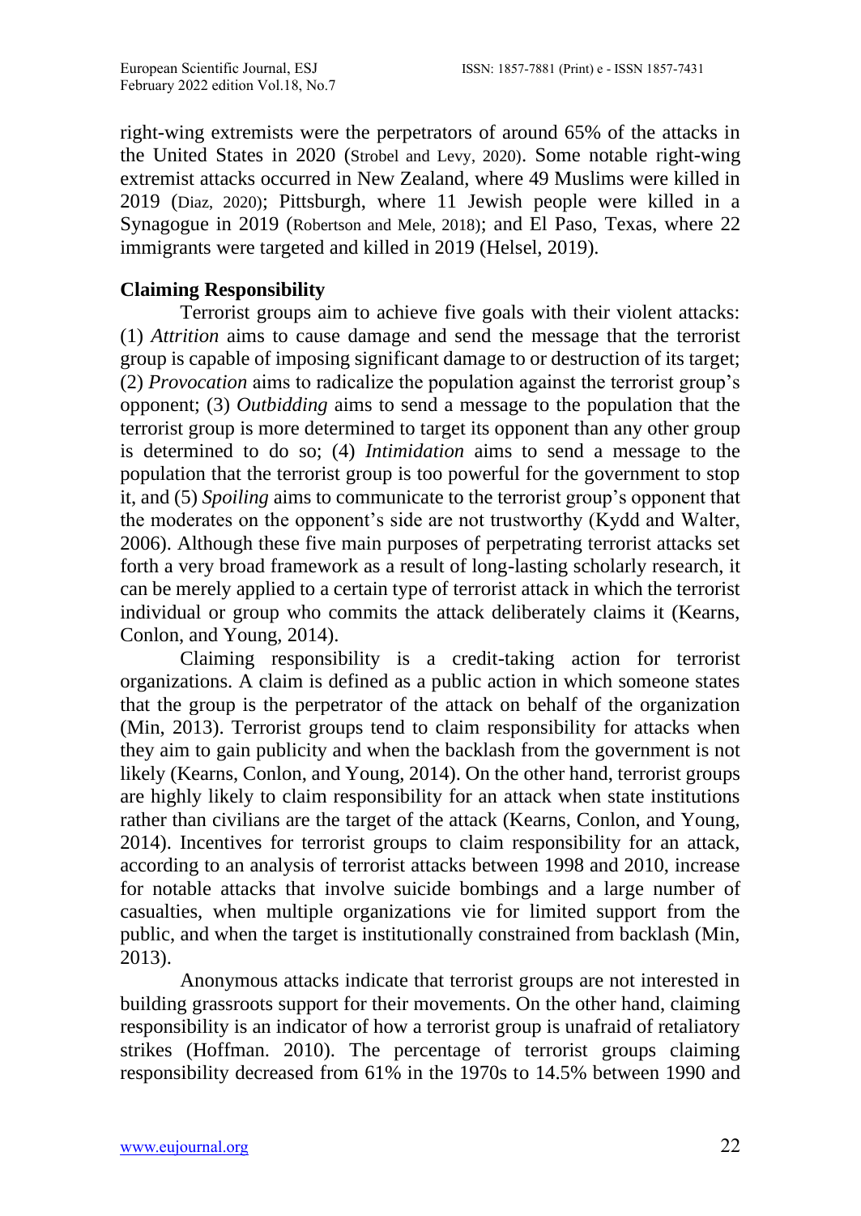right-wing extremists were the perpetrators of around 65% of the attacks in the United States in 2020 (Strobel and Levy, 2020). Some notable right-wing extremist attacks occurred in New Zealand, where 49 Muslims were killed in 2019 (Diaz, 2020); Pittsburgh, where 11 Jewish people were killed in a Synagogue in 2019 (Robertson and Mele, 2018); and El Paso, Texas, where 22 immigrants were targeted and killed in 2019 (Helsel, 2019).

**Claiming Responsibility**

Terrorist groups aim to achieve five goals with their violent attacks: (1) *Attrition* aims to cause damage and send the message that the terrorist group is capable of imposing significant damage to or destruction of its target; (2) *Provocation* aims to radicalize the population against the terrorist group's opponent; (3) *Outbidding* aims to send a message to the population that the terrorist group is more determined to target its opponent than any other group is determined to do so; (4) *Intimidation* aims to send a message to the population that the terrorist group is too powerful for the government to stop it, and (5) *Spoiling* aims to communicate to the terrorist group's opponent that the moderates on the opponent's side are not trustworthy (Kydd and Walter, 2006). Although these five main purposes of perpetrating terrorist attacks set forth a very broad framework as a result of long-lasting scholarly research, it can be merely applied to a certain type of terrorist attack in which the terrorist individual or group who commits the attack deliberately claims it (Kearns, Conlon, and Young, 2014).

Claiming responsibility is a credit-taking action for terrorist organizations. A claim is defined as a public action in which someone states that the group is the perpetrator of the attack on behalf of the organization (Min, 2013). Terrorist groups tend to claim responsibility for attacks when they aim to gain publicity and when the backlash from the government is not likely (Kearns, Conlon, and Young, 2014). On the other hand, terrorist groups are highly likely to claim responsibility for an attack when state institutions rather than civilians are the target of the attack (Kearns, Conlon, and Young, 2014). Incentives for terrorist groups to claim responsibility for an attack, according to an analysis of terrorist attacks between 1998 and 2010, increase for notable attacks that involve suicide bombings and a large number of casualties, when multiple organizations vie for limited support from the public, and when the target is institutionally constrained from backlash (Min, 2013).

Anonymous attacks indicate that terrorist groups are not interested in building grassroots support for their movements. On the other hand, claiming responsibility is an indicator of how a terrorist group is unafraid of retaliatory strikes (Hoffman. 2010). The percentage of terrorist groups claiming responsibility decreased from 61% in the 1970s to 14.5% between 1990 and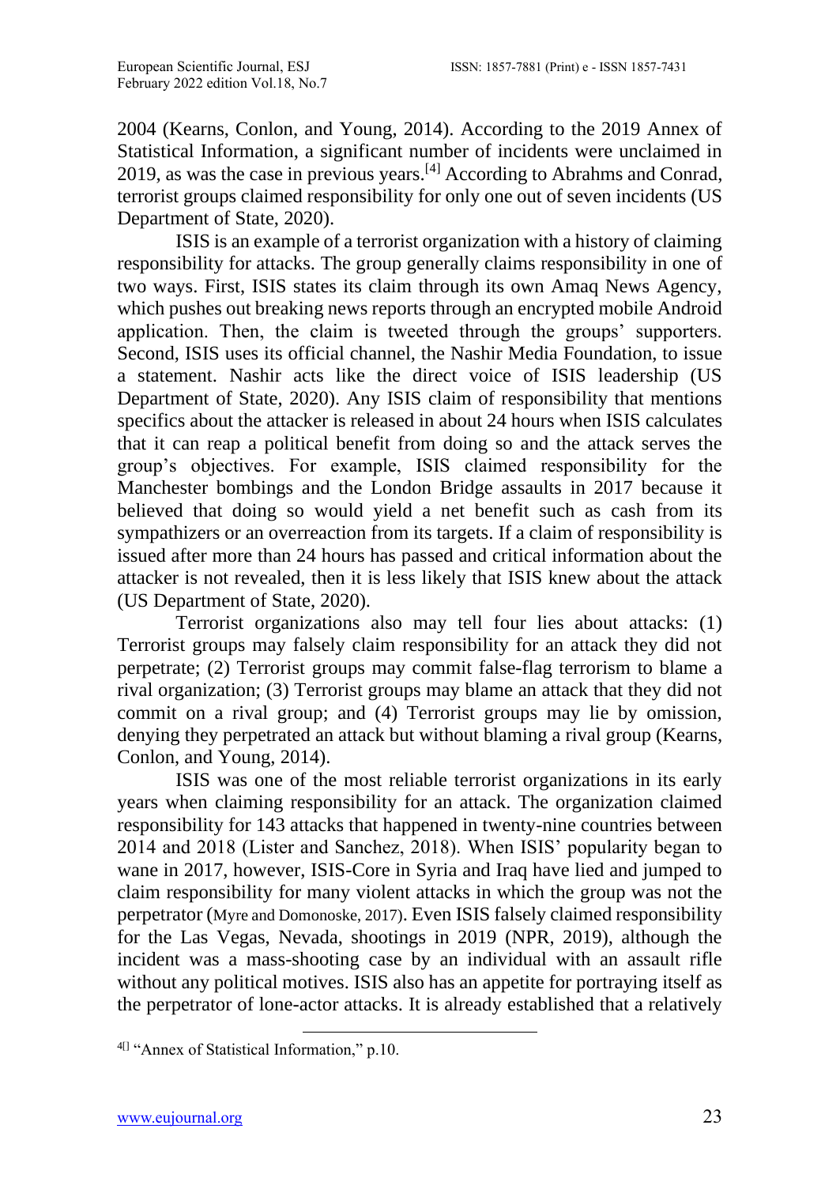2004 (Kearns, Conlon, and Young, 2014). According to the 2019 Annex of Statistical Information, a significant number of incidents were unclaimed in 2019, as was the case in previous years.[4] According to Abrahms and Conrad, terrorist groups claimed responsibility for only one out of seven incidents (US Department of State, 2020).

ISIS is an example of a terrorist organization with a history of claiming responsibility for attacks. The group generally claims responsibility in one of two ways. First, ISIS states its claim through its own Amaq News Agency, which pushes out breaking news reports through an encrypted mobile Android application. Then, the claim is tweeted through the groups' supporters. Second, ISIS uses its official channel, the Nashir Media Foundation, to issue a statement. Nashir acts like the direct voice of ISIS leadership (US Department of State, 2020). Any ISIS claim of responsibility that mentions specifics about the attacker is released in about 24 hours when ISIS calculates that it can reap a political benefit from doing so and the attack serves the group's objectives. For example, ISIS claimed responsibility for the Manchester bombings and the London Bridge assaults in 2017 because it believed that doing so would yield a net benefit such as cash from its sympathizers or an overreaction from its targets. If a claim of responsibility is issued after more than 24 hours has passed and critical information about the attacker is not revealed, then it is less likely that ISIS knew about the attack (US Department of State, 2020).

Terrorist organizations also may tell four lies about attacks: (1) Terrorist groups may falsely claim responsibility for an attack they did not perpetrate; (2) Terrorist groups may commit false-flag terrorism to blame a rival organization; (3) Terrorist groups may blame an attack that they did not commit on a rival group; and (4) Terrorist groups may lie by omission, denying they perpetrated an attack but without blaming a rival group (Kearns, Conlon, and Young, 2014).

ISIS was one of the most reliable terrorist organizations in its early years when claiming responsibility for an attack. The organization claimed responsibility for 143 attacks that happened in twenty-nine countries between 2014 and 2018 (Lister and Sanchez, 2018). When ISIS' popularity began to wane in 2017, however, ISIS-Core in Syria and Iraq have lied and jumped to claim responsibility for many violent attacks in which the group was not the perpetrator (Myre and Domonoske, 2017). Even ISIS falsely claimed responsibility for the Las Vegas, Nevada, shootings in 2019 (NPR, 2019), although the incident was a mass-shooting case by an individual with an assault rifle without any political motives. ISIS also has an appetite for portraying itself as the perpetrator of lone-actor attacks. It is already established that a relatively

[4] "Annex of Statistical Information," p.10.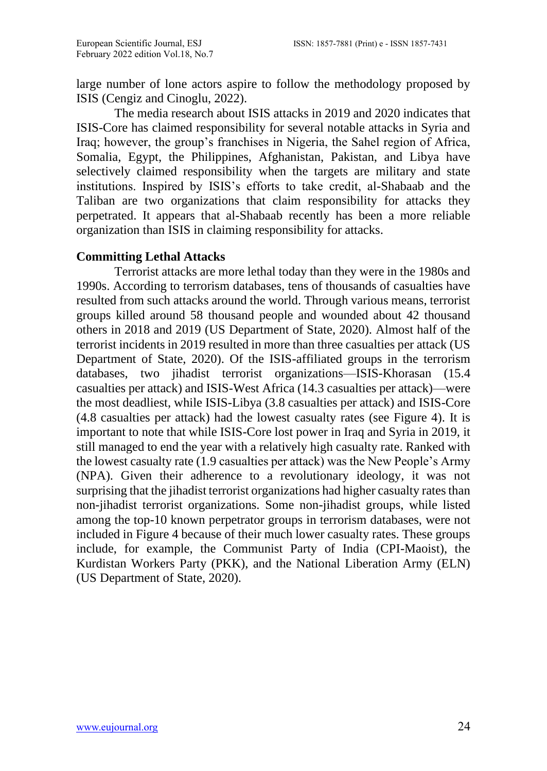large number of lone actors aspire to follow the methodology proposed by ISIS (Cengiz and Cinoglu, 2022).

The media research about ISIS attacks in 2019 and 2020 indicates that ISIS-Core has claimed responsibility for several notable attacks in Syria and Iraq; however, the group's franchises in Nigeria, the Sahel region of Africa, Somalia, Egypt, the Philippines, Afghanistan, Pakistan, and Libya have selectively claimed responsibility when the targets are military and state institutions. Inspired by ISIS's efforts to take credit, al-Shabaab and the Taliban are two organizations that claim responsibility for attacks they perpetrated. It appears that al-Shabaab recently has been a more reliable organization than ISIS in claiming responsibility for attacks.

## Committing Lethal Attacks

Terrorist attacks are more lethal today than they were in the 1980s and 1990s. According to terrorism databases, tens of thousands of casualties have resulted from such attacks around the world. Through various means, terrorist groups killed around 58 thousand people and wounded about 42 thousand others in 2018 and 2019 (US Department of State, 2020). Almost half of the terrorist incidents in 2019 resulted in more than three casualties per attack (US Department of State, 2020). Of the ISIS-affiliated groups in the terrorism databases, two jihadist terrorist organizations—ISIS-Khorasan (15.4 casualties per attack) and ISIS-West Africa (14.3 casualties per attack)—were the most deadliest, while ISIS-Libya (3.8 casualties per attack) and ISIS-Core (4.8 casualties per attack) had the lowest casualty rates (see Figure 4). It is important to note that while ISIS-Core lost power in Iraq and Syria in 2019, it still managed to end the year with a relatively high casualty rate. Ranked with the lowest casualty rate (1.9 casualties per attack) was the New People's Army (NPA). Given their adherence to a revolutionary ideology, it was not surprising that the jihadist terrorist organizations had higher casualty rates than non-jihadist terrorist organizations. Some non-jihadist groups, while listed among the top-10 known perpetrator groups in terrorism databases, were not included in Figure 4 because of their much lower casualty rates. These groups include, for example, the Communist Party of India (CPI-Maoist), the Kurdistan Workers Party (PKK), and the National Liberation Army (ELN) (US Department of State, 2020).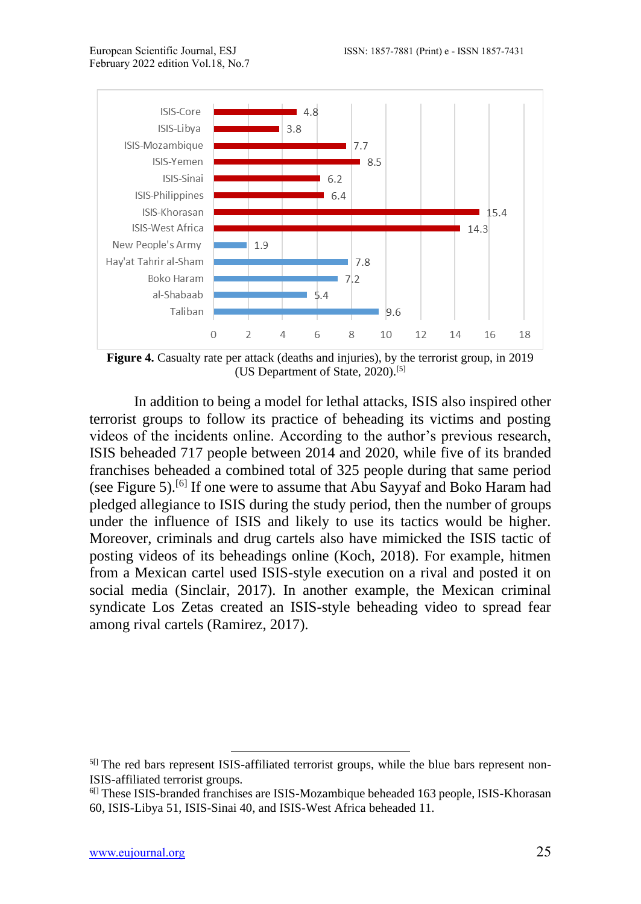| Group | Casualty rate per attack |
| --- | --- |
| ISIS-Core | 4.8 |
| ISIS-Libya | 3.8 |
| ISIS-Mozambique | 7.7 |
| ISIS-Yemen | 8.5 |
| ISIS-Sinai | 6.2 |
| ISIS-Philippines | 6.4 |
| ISIS-Khorasan | 15.4 |
| ISIS-West Africa | 14.3 |
| New People's Army | 1.9 |
| Hay'at Tahrir al-Sham | 7.8 |
| Boko Haram | 7.2 |
| al-Shabaab | 5.4 |
| Taliban | 9.6 |

**Figure 4.** Casualty rate per attack (deaths and injuries), by the terrorist group, in 2019 (US Department of State, 2020).[5]

In addition to being a model for lethal attacks, ISIS also inspired other terrorist groups to follow its practice of beheading its victims and posting videos of the incidents online. According to the author's previous research, ISIS beheaded 717 people between 2014 and 2020, while five of its branded franchises beheaded a combined total of 325 people during that same period (see Figure 5).[6] If one were to assume that Abu Sayyaf and Boko Haram had pledged allegiance to ISIS during the study period, then the number of groups under the influence of ISIS and likely to use its tactics would be higher. Moreover, criminals and drug cartels also have mimicked the ISIS tactic of posting videos of its beheadings online (Koch, 2018). For example, hitmen from a Mexican cartel used ISIS-style execution on a rival and posted it on social media (Sinclair, 2017). In another example, the Mexican criminal syndicate Los Zetas created an ISIS-style beheading video to spread fear among rival cartels (Ramirez, 2017).

---

[5] The red bars represent ISIS-affiliated terrorist groups, while the blue bars represent non-ISIS-affiliated terrorist groups.

[6] These ISIS-branded franchises are ISIS-Mozambique beheaded 163 people, ISIS-Khorasan 60, ISIS-Libya 51, ISIS-Sinai 40, and ISIS-West Africa beheaded 11.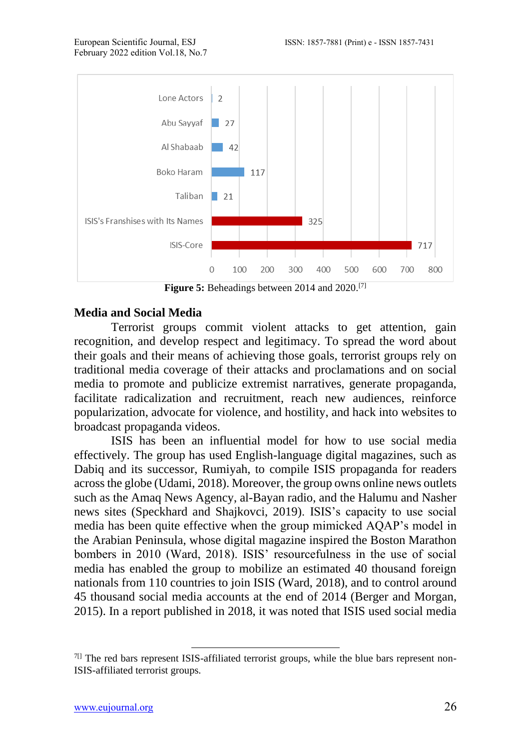| Group | Beheadings |
|---|---|
| Lone Actors | 2 |
| Abu Sayyaf | 27 |
| Al Shabaab | 42 |
| Boko Haram | 117 |
| Taliban | 21 |
| ISIS's Franshises with Its Names | 325 |
| ISIS-Core | 717 |

**Figure 5:** Beheadings between 2014 and 2020.[7]

## Media and Social Media

Terrorist groups commit violent attacks to get attention, gain recognition, and develop respect and legitimacy. To spread the word about their goals and their means of achieving those goals, terrorist groups rely on traditional media coverage of their attacks and proclamations and on social media to promote and publicize extremist narratives, generate propaganda, facilitate radicalization and recruitment, reach new audiences, reinforce popularization, advocate for violence, and hostility, and hack into websites to broadcast propaganda videos.

ISIS has been an influential model for how to use social media effectively. The group has used English-language digital magazines, such as Dabiq and its successor, Rumiyah, to compile ISIS propaganda for readers across the globe (Udami, 2018). Moreover, the group owns online news outlets such as the Amaq News Agency, al-Bayan radio, and the Halumu and Nasher news sites (Speckhard and Shajkovci, 2019). ISIS's capacity to use social media has been quite effective when the group mimicked AQAP's model in the Arabian Peninsula, whose digital magazine inspired the Boston Marathon bombers in 2010 (Ward, 2018). ISIS' resourcefulness in the use of social media has enabled the group to mobilize an estimated 40 thousand foreign nationals from 110 countries to join ISIS (Ward, 2018), and to control around 45 thousand social media accounts at the end of 2014 (Berger and Morgan, 2015). In a report published in 2018, it was noted that ISIS used social media

---

[7] The red bars represent ISIS-affiliated terrorist groups, while the blue bars represent non-ISIS-affiliated terrorist groups.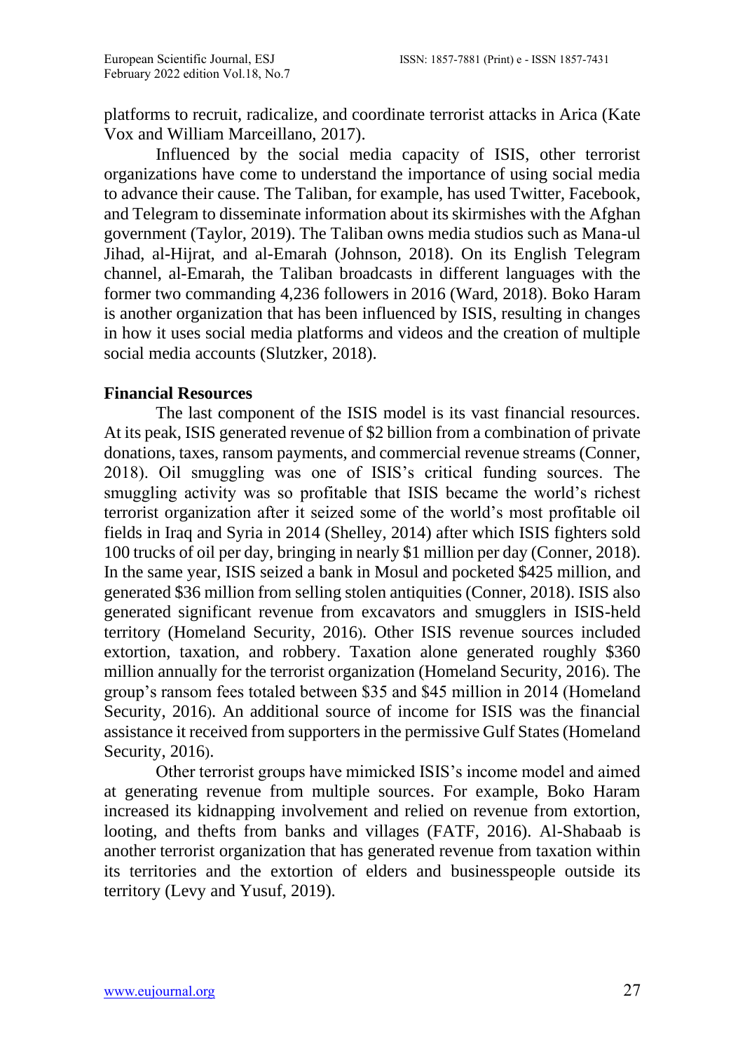platforms to recruit, radicalize, and coordinate terrorist attacks in Arica (Kate Vox and William Marceillano, 2017).

Influenced by the social media capacity of ISIS, other terrorist organizations have come to understand the importance of using social media to advance their cause. The Taliban, for example, has used Twitter, Facebook, and Telegram to disseminate information about its skirmishes with the Afghan government (Taylor, 2019). The Taliban owns media studios such as Mana-ul Jihad, al-Hijrat, and al-Emarah (Johnson, 2018). On its English Telegram channel, al-Emarah, the Taliban broadcasts in different languages with the former two commanding 4,236 followers in 2016 (Ward, 2018). Boko Haram is another organization that has been influenced by ISIS, resulting in changes in how it uses social media platforms and videos and the creation of multiple social media accounts (Slutzker, 2018).

**Financial Resources**

The last component of the ISIS model is its vast financial resources. At its peak, ISIS generated revenue of $2 billion from a combination of private donations, taxes, ransom payments, and commercial revenue streams (Conner, 2018). Oil smuggling was one of ISIS's critical funding sources. The smuggling activity was so profitable that ISIS became the world's richest terrorist organization after it seized some of the world's most profitable oil fields in Iraq and Syria in 2014 (Shelley, 2014) after which ISIS fighters sold 100 trucks of oil per day, bringing in nearly $1 million per day (Conner, 2018). In the same year, ISIS seized a bank in Mosul and pocketed $425 million, and generated $36 million from selling stolen antiquities (Conner, 2018). ISIS also generated significant revenue from excavators and smugglers in ISIS-held territory (Homeland Security, 2016). Other ISIS revenue sources included extortion, taxation, and robbery. Taxation alone generated roughly $360 million annually for the terrorist organization (Homeland Security, 2016). The group's ransom fees totaled between $35 and $45 million in 2014 (Homeland Security, 2016). An additional source of income for ISIS was the financial assistance it received from supporters in the permissive Gulf States (Homeland Security, 2016).

Other terrorist groups have mimicked ISIS's income model and aimed at generating revenue from multiple sources. For example, Boko Haram increased its kidnapping involvement and relied on revenue from extortion, looting, and thefts from banks and villages (FATF, 2016). Al-Shabaab is another terrorist organization that has generated revenue from taxation within its territories and the extortion of elders and businesspeople outside its territory (Levy and Yusuf, 2019).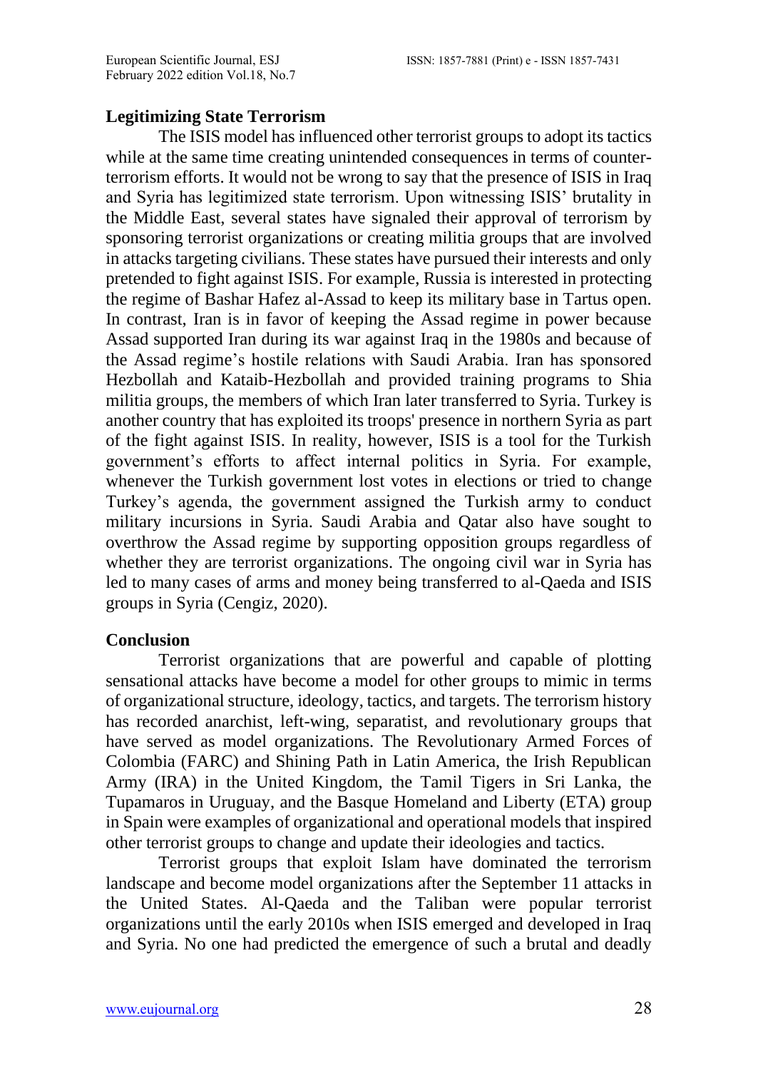## Legitimizing State Terrorism

The ISIS model has influenced other terrorist groups to adopt its tactics while at the same time creating unintended consequences in terms of counter-terrorism efforts. It would not be wrong to say that the presence of ISIS in Iraq and Syria has legitimized state terrorism. Upon witnessing ISIS' brutality in the Middle East, several states have signaled their approval of terrorism by sponsoring terrorist organizations or creating militia groups that are involved in attacks targeting civilians. These states have pursued their interests and only pretended to fight against ISIS. For example, Russia is interested in protecting the regime of Bashar Hafez al-Assad to keep its military base in Tartus open. In contrast, Iran is in favor of keeping the Assad regime in power because Assad supported Iran during its war against Iraq in the 1980s and because of the Assad regime's hostile relations with Saudi Arabia. Iran has sponsored Hezbollah and Kataib-Hezbollah and provided training programs to Shia militia groups, the members of which Iran later transferred to Syria. Turkey is another country that has exploited its troops' presence in northern Syria as part of the fight against ISIS. In reality, however, ISIS is a tool for the Turkish government's efforts to affect internal politics in Syria. For example, whenever the Turkish government lost votes in elections or tried to change Turkey's agenda, the government assigned the Turkish army to conduct military incursions in Syria. Saudi Arabia and Qatar also have sought to overthrow the Assad regime by supporting opposition groups regardless of whether they are terrorist organizations. The ongoing civil war in Syria has led to many cases of arms and money being transferred to al-Qaeda and ISIS groups in Syria (Cengiz, 2020).

## Conclusion

Terrorist organizations that are powerful and capable of plotting sensational attacks have become a model for other groups to mimic in terms of organizational structure, ideology, tactics, and targets. The terrorism history has recorded anarchist, left-wing, separatist, and revolutionary groups that have served as model organizations. The Revolutionary Armed Forces of Colombia (FARC) and Shining Path in Latin America, the Irish Republican Army (IRA) in the United Kingdom, the Tamil Tigers in Sri Lanka, the Tupamaros in Uruguay, and the Basque Homeland and Liberty (ETA) group in Spain were examples of organizational and operational models that inspired other terrorist groups to change and update their ideologies and tactics.

Terrorist groups that exploit Islam have dominated the terrorism landscape and become model organizations after the September 11 attacks in the United States. Al-Qaeda and the Taliban were popular terrorist organizations until the early 2010s when ISIS emerged and developed in Iraq and Syria. No one had predicted the emergence of such a brutal and deadly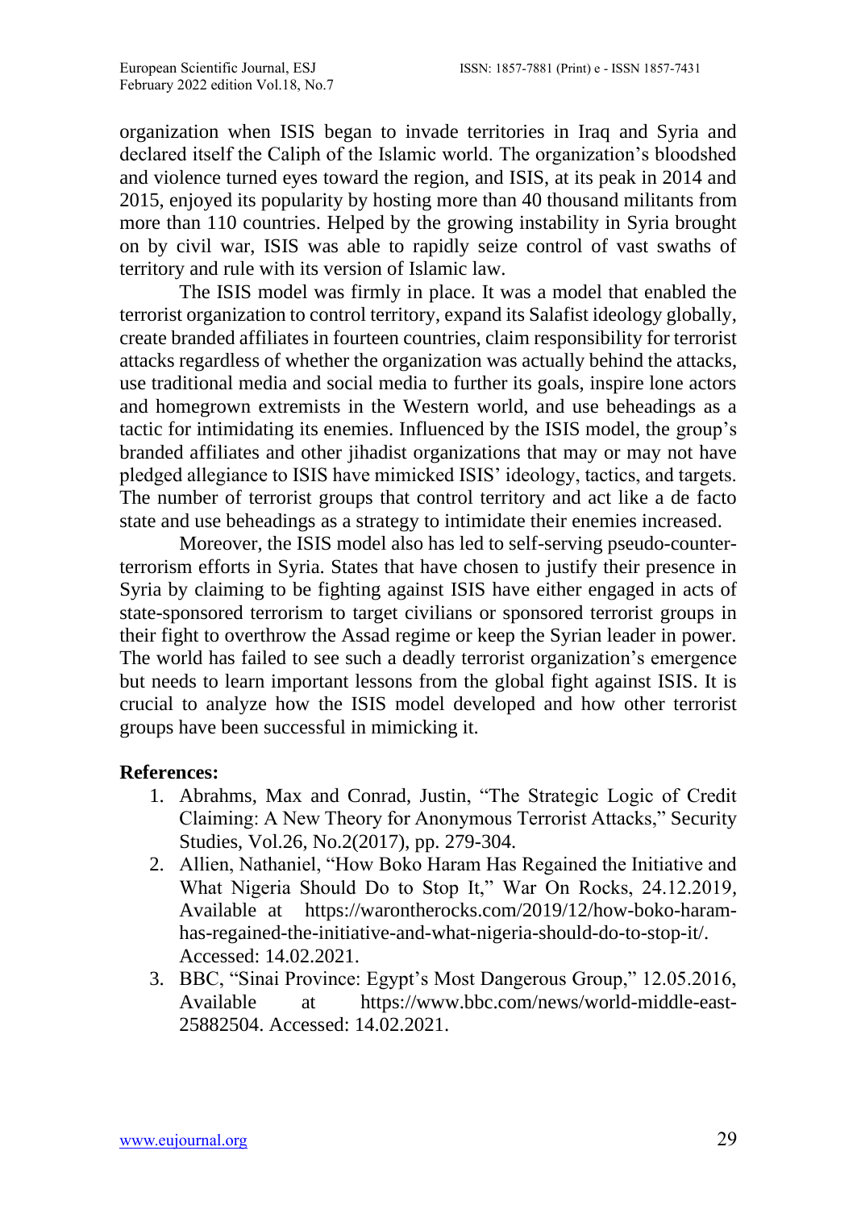organization when ISIS began to invade territories in Iraq and Syria and declared itself the Caliph of the Islamic world. The organization's bloodshed and violence turned eyes toward the region, and ISIS, at its peak in 2014 and 2015, enjoyed its popularity by hosting more than 40 thousand militants from more than 110 countries. Helped by the growing instability in Syria brought on by civil war, ISIS was able to rapidly seize control of vast swaths of territory and rule with its version of Islamic law.

The ISIS model was firmly in place. It was a model that enabled the terrorist organization to control territory, expand its Salafist ideology globally, create branded affiliates in fourteen countries, claim responsibility for terrorist attacks regardless of whether the organization was actually behind the attacks, use traditional media and social media to further its goals, inspire lone actors and homegrown extremists in the Western world, and use beheadings as a tactic for intimidating its enemies. Influenced by the ISIS model, the group's branded affiliates and other jihadist organizations that may or may not have pledged allegiance to ISIS have mimicked ISIS' ideology, tactics, and targets. The number of terrorist groups that control territory and act like a de facto state and use beheadings as a strategy to intimidate their enemies increased.

Moreover, the ISIS model also has led to self-serving pseudo-counter-terrorism efforts in Syria. States that have chosen to justify their presence in Syria by claiming to be fighting against ISIS have either engaged in acts of state-sponsored terrorism to target civilians or sponsored terrorist groups in their fight to overthrow the Assad regime or keep the Syrian leader in power. The world has failed to see such a deadly terrorist organization's emergence but needs to learn important lessons from the global fight against ISIS. It is crucial to analyze how the ISIS model developed and how other terrorist groups have been successful in mimicking it.

**References:**

1. Abrahms, Max and Conrad, Justin, "The Strategic Logic of Credit Claiming: A New Theory for Anonymous Terrorist Attacks," Security Studies, Vol.26, No.2(2017), pp. 279-304.
2. Allien, Nathaniel, "How Boko Haram Has Regained the Initiative and What Nigeria Should Do to Stop It," War On Rocks, 24.12.2019, Available at https://warontherocks.com/2019/12/how-boko-haram-has-regained-the-initiative-and-what-nigeria-should-do-to-stop-it/. Accessed: 14.02.2021.
3. BBC, "Sinai Province: Egypt's Most Dangerous Group," 12.05.2016, Available at https://www.bbc.com/news/world-middle-east-25882504. Accessed: 14.02.2021.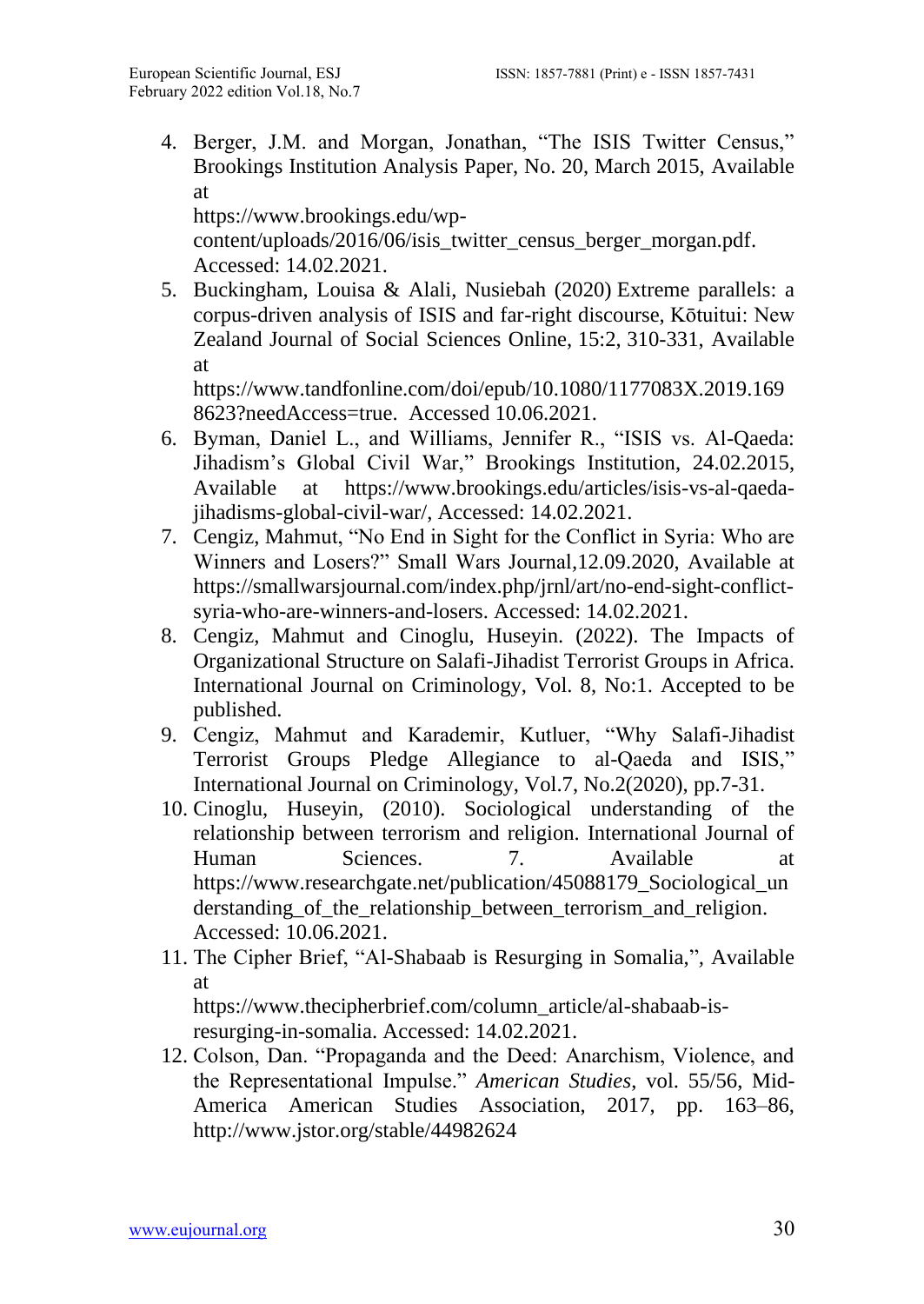4. Berger, J.M. and Morgan, Jonathan, "The ISIS Twitter Census," Brookings Institution Analysis Paper, No. 20, March 2015, Available at https://www.brookings.edu/wp-content/uploads/2016/06/isis_twitter_census_berger_morgan.pdf. Accessed: 14.02.2021.
5. Buckingham, Louisa & Alali, Nusiebah (2020) Extreme parallels: a corpus-driven analysis of ISIS and far-right discourse, Kōtuitui: New Zealand Journal of Social Sciences Online, 15:2, 310-331, Available at https://www.tandfonline.com/doi/epub/10.1080/1177083X.2019.1698623?needAccess=true. Accessed 10.06.2021.
6. Byman, Daniel L., and Williams, Jennifer R., "ISIS vs. Al-Qaeda: Jihadism's Global Civil War," Brookings Institution, 24.02.2015, Available at https://www.brookings.edu/articles/isis-vs-al-qaeda-jihadisms-global-civil-war/, Accessed: 14.02.2021.
7. Cengiz, Mahmut, "No End in Sight for the Conflict in Syria: Who are Winners and Losers?" Small Wars Journal,12.09.2020, Available at https://smallwarsjournal.com/index.php/jrnl/art/no-end-sight-conflict-syria-who-are-winners-and-losers. Accessed: 14.02.2021.
8. Cengiz, Mahmut and Cinoglu, Huseyin. (2022). The Impacts of Organizational Structure on Salafi-Jihadist Terrorist Groups in Africa. International Journal on Criminology, Vol. 8, No:1. Accepted to be published.
9. Cengiz, Mahmut and Karademir, Kutluer, "Why Salafi-Jihadist Terrorist Groups Pledge Allegiance to al-Qaeda and ISIS," International Journal on Criminology, Vol.7, No.2(2020), pp.7-31.
10. Cinoglu, Huseyin, (2010). Sociological understanding of the relationship between terrorism and religion. International Journal of Human Sciences. 7. Available at https://www.researchgate.net/publication/45088179_Sociological_understanding_of_the_relationship_between_terrorism_and_religion. Accessed: 10.06.2021.
11. The Cipher Brief, "Al-Shabaab is Resurging in Somalia,", Available at https://www.thecipherbrief.com/column_article/al-shabaab-is-resurging-in-somalia. Accessed: 14.02.2021.
12. Colson, Dan. "Propaganda and the Deed: Anarchism, Violence, and the Representational Impulse." *American Studies*, vol. 55/56, Mid-America American Studies Association, 2017, pp. 163–86, http://www.jstor.org/stable/44982624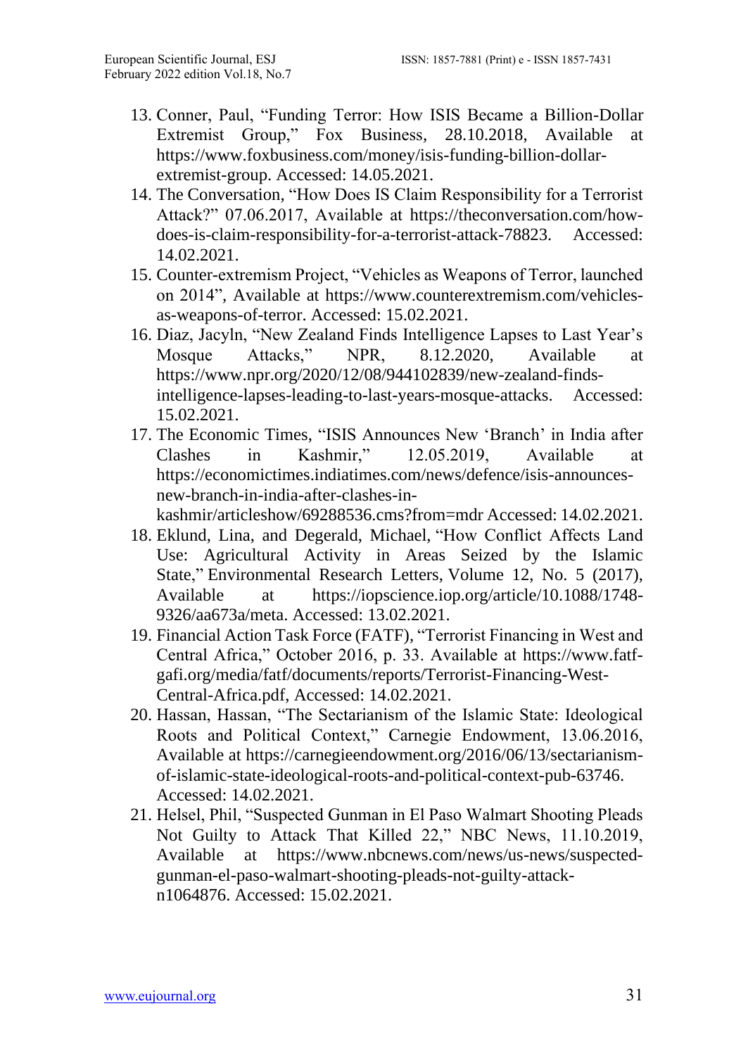13. Conner, Paul, "Funding Terror: How ISIS Became a Billion-Dollar Extremist Group," Fox Business, 28.10.2018, Available at https://www.foxbusiness.com/money/isis-funding-billion-dollar-extremist-group. Accessed: 14.05.2021.
14. The Conversation, "How Does IS Claim Responsibility for a Terrorist Attack?" 07.06.2017, Available at https://theconversation.com/how-does-is-claim-responsibility-for-a-terrorist-attack-78823. Accessed: 14.02.2021.
15. Counter-extremism Project, "Vehicles as Weapons of Terror, launched on 2014", Available at https://www.counterextremism.com/vehicles-as-weapons-of-terror. Accessed: 15.02.2021.
16. Diaz, Jacyln, "New Zealand Finds Intelligence Lapses to Last Year's Mosque Attacks," NPR, 8.12.2020, Available at https://www.npr.org/2020/12/08/944102839/new-zealand-finds-intelligence-lapses-leading-to-last-years-mosque-attacks. Accessed: 15.02.2021.
17. The Economic Times, "ISIS Announces New 'Branch' in India after Clashes in Kashmir," 12.05.2019, Available at https://economictimes.indiatimes.com/news/defence/isis-announces-new-branch-in-india-after-clashes-in-kashmir/articleshow/69288536.cms?from=mdr Accessed: 14.02.2021.
18. Eklund, Lina, and Degerald, Michael, "How Conflict Affects Land Use: Agricultural Activity in Areas Seized by the Islamic State," Environmental Research Letters, Volume 12, No. 5 (2017), Available at https://iopscience.iop.org/article/10.1088/1748-9326/aa673a/meta. Accessed: 13.02.2021.
19. Financial Action Task Force (FATF), "Terrorist Financing in West and Central Africa," October 2016, p. 33. Available at https://www.fatf-gafi.org/media/fatf/documents/reports/Terrorist-Financing-West-Central-Africa.pdf, Accessed: 14.02.2021.
20. Hassan, Hassan, "The Sectarianism of the Islamic State: Ideological Roots and Political Context," Carnegie Endowment, 13.06.2016, Available at https://carnegieendowment.org/2016/06/13/sectarianism-of-islamic-state-ideological-roots-and-political-context-pub-63746. Accessed: 14.02.2021.
21. Helsel, Phil, "Suspected Gunman in El Paso Walmart Shooting Pleads Not Guilty to Attack That Killed 22," NBC News, 11.10.2019, Available at https://www.nbcnews.com/news/us-news/suspected-gunman-el-paso-walmart-shooting-pleads-not-guilty-attack-n1064876. Accessed: 15.02.2021.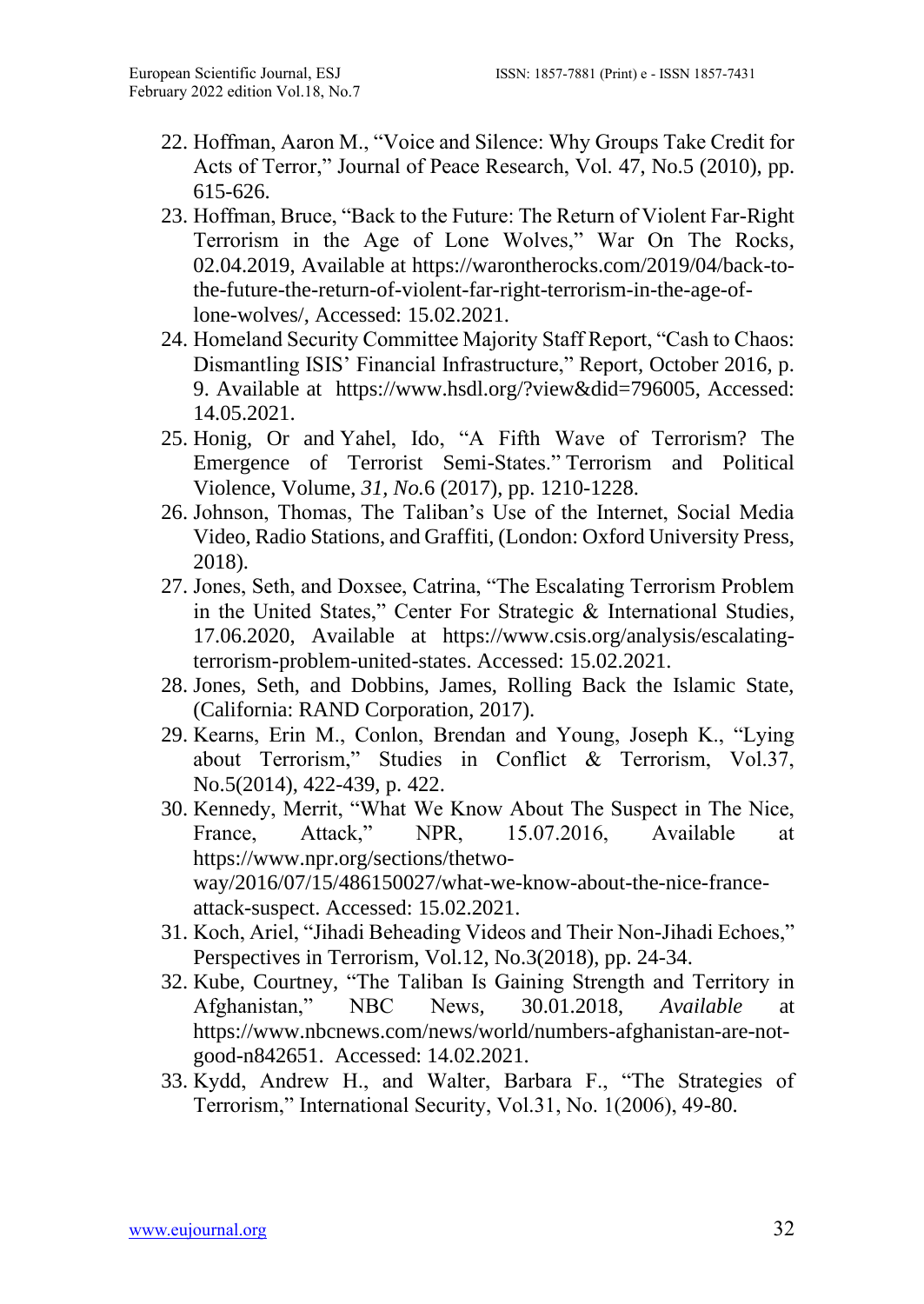22. Hoffman, Aaron M., "Voice and Silence: Why Groups Take Credit for Acts of Terror," Journal of Peace Research, Vol. 47, No.5 (2010), pp. 615-626.
23. Hoffman, Bruce, "Back to the Future: The Return of Violent Far-Right Terrorism in the Age of Lone Wolves," War On The Rocks, 02.04.2019, Available at https://warontherocks.com/2019/04/back-to-the-future-the-return-of-violent-far-right-terrorism-in-the-age-of-lone-wolves/, Accessed: 15.02.2021.
24. Homeland Security Committee Majority Staff Report, "Cash to Chaos: Dismantling ISIS' Financial Infrastructure," Report, October 2016, p. 9. Available at https://www.hsdl.org/?view&did=796005, Accessed: 14.05.2021.
25. Honig, Or and Yahel, Ido, "A Fifth Wave of Terrorism? The Emergence of Terrorist Semi-States." Terrorism and Political Violence, Volume, *31, No.*6 (2017), pp. 1210-1228.
26. Johnson, Thomas, The Taliban's Use of the Internet, Social Media Video, Radio Stations, and Graffiti, (London: Oxford University Press, 2018).
27. Jones, Seth, and Doxsee, Catrina, "The Escalating Terrorism Problem in the United States," Center For Strategic & International Studies, 17.06.2020, Available at https://www.csis.org/analysis/escalating-terrorism-problem-united-states. Accessed: 15.02.2021.
28. Jones, Seth, and Dobbins, James, Rolling Back the Islamic State, (California: RAND Corporation, 2017).
29. Kearns, Erin M., Conlon, Brendan and Young, Joseph K., "Lying about Terrorism," Studies in Conflict & Terrorism, Vol.37, No.5(2014), 422-439, p. 422.
30. Kennedy, Merrit, "What We Know About The Suspect in The Nice, France, Attack," NPR, 15.07.2016, Available at https://www.npr.org/sections/thetwo-way/2016/07/15/486150027/what-we-know-about-the-nice-france-attack-suspect. Accessed: 15.02.2021.
31. Koch, Ariel, "Jihadi Beheading Videos and Their Non-Jihadi Echoes," Perspectives in Terrorism, Vol.12, No.3(2018), pp. 24-34.
32. Kube, Courtney, "The Taliban Is Gaining Strength and Territory in Afghanistan," NBC News, 30.01.2018, *Available* at https://www.nbcnews.com/news/world/numbers-afghanistan-are-not-good-n842651. Accessed: 14.02.2021.
33. Kydd, Andrew H., and Walter, Barbara F., "The Strategies of Terrorism," International Security, Vol.31, No. 1(2006), 49-80.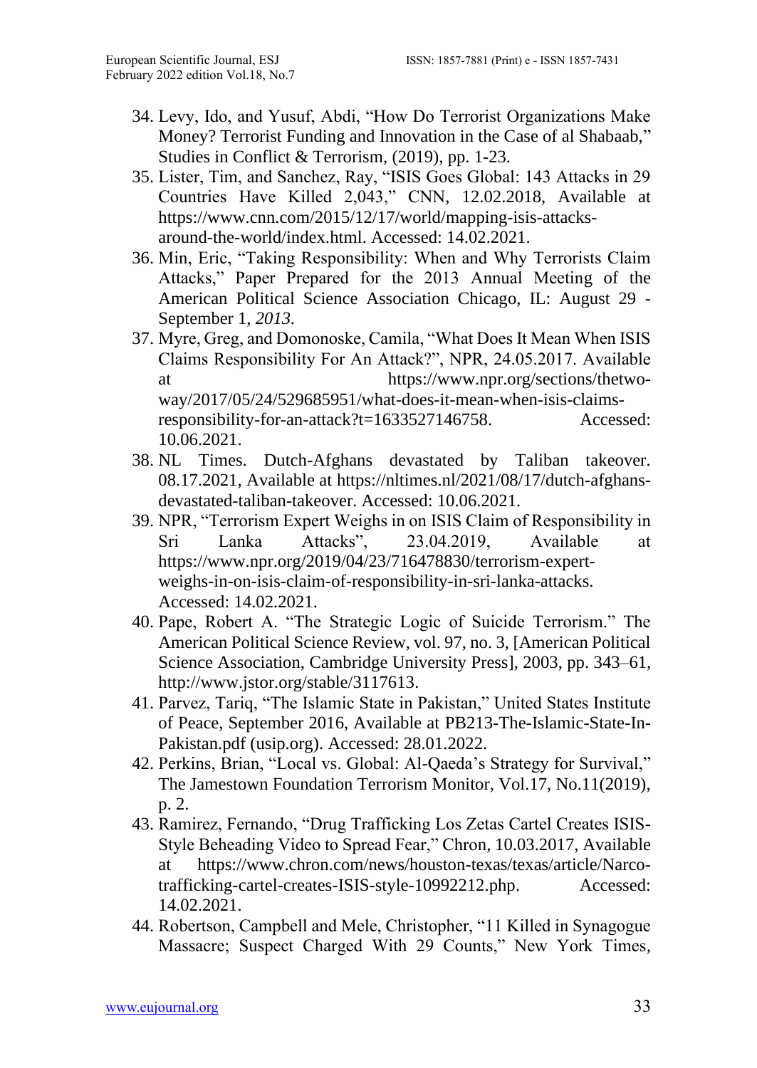34. Levy, Ido, and Yusuf, Abdi, "How Do Terrorist Organizations Make Money? Terrorist Funding and Innovation in the Case of al Shabaab," Studies in Conflict & Terrorism, (2019), pp. 1-23.
35. Lister, Tim, and Sanchez, Ray, "ISIS Goes Global: 143 Attacks in 29 Countries Have Killed 2,043," CNN, 12.02.2018, Available at https://www.cnn.com/2015/12/17/world/mapping-isis-attacks-around-the-world/index.html. Accessed: 14.02.2021.
36. Min, Eric, "Taking Responsibility: When and Why Terrorists Claim Attacks," Paper Prepared for the 2013 Annual Meeting of the American Political Science Association Chicago, IL: August 29 - September 1, *2013*.
37. Myre, Greg, and Domonoske, Camila, "What Does It Mean When ISIS Claims Responsibility For An Attack?", NPR, 24.05.2017. Available at https://www.npr.org/sections/thetwo-way/2017/05/24/529685951/what-does-it-mean-when-isis-claims-responsibility-for-an-attack?t=1633527146758. Accessed: 10.06.2021.
38. NL Times. Dutch-Afghans devastated by Taliban takeover. 08.17.2021, Available at https://nltimes.nl/2021/08/17/dutch-afghans-devastated-taliban-takeover. Accessed: 10.06.2021.
39. NPR, "Terrorism Expert Weighs in on ISIS Claim of Responsibility in Sri Lanka Attacks", 23.04.2019, Available at https://www.npr.org/2019/04/23/716478830/terrorism-expert-weighs-in-on-isis-claim-of-responsibility-in-sri-lanka-attacks. Accessed: 14.02.2021.
40. Pape, Robert A. "The Strategic Logic of Suicide Terrorism." The American Political Science Review, vol. 97, no. 3, [American Political Science Association, Cambridge University Press], 2003, pp. 343–61, http://www.jstor.org/stable/3117613.
41. Parvez, Tariq, "The Islamic State in Pakistan," United States Institute of Peace, September 2016, Available at PB213-The-Islamic-State-In-Pakistan.pdf (usip.org). Accessed: 28.01.2022.
42. Perkins, Brian, "Local vs. Global: Al-Qaeda's Strategy for Survival," The Jamestown Foundation Terrorism Monitor, Vol.17, No.11(2019), p. 2.
43. Ramirez, Fernando, "Drug Trafficking Los Zetas Cartel Creates ISIS-Style Beheading Video to Spread Fear," Chron, 10.03.2017, Available at https://www.chron.com/news/houston-texas/texas/article/Narco-trafficking-cartel-creates-ISIS-style-10992212.php. Accessed: 14.02.2021.
44. Robertson, Campbell and Mele, Christopher, "11 Killed in Synagogue Massacre; Suspect Charged With 29 Counts," New York Times,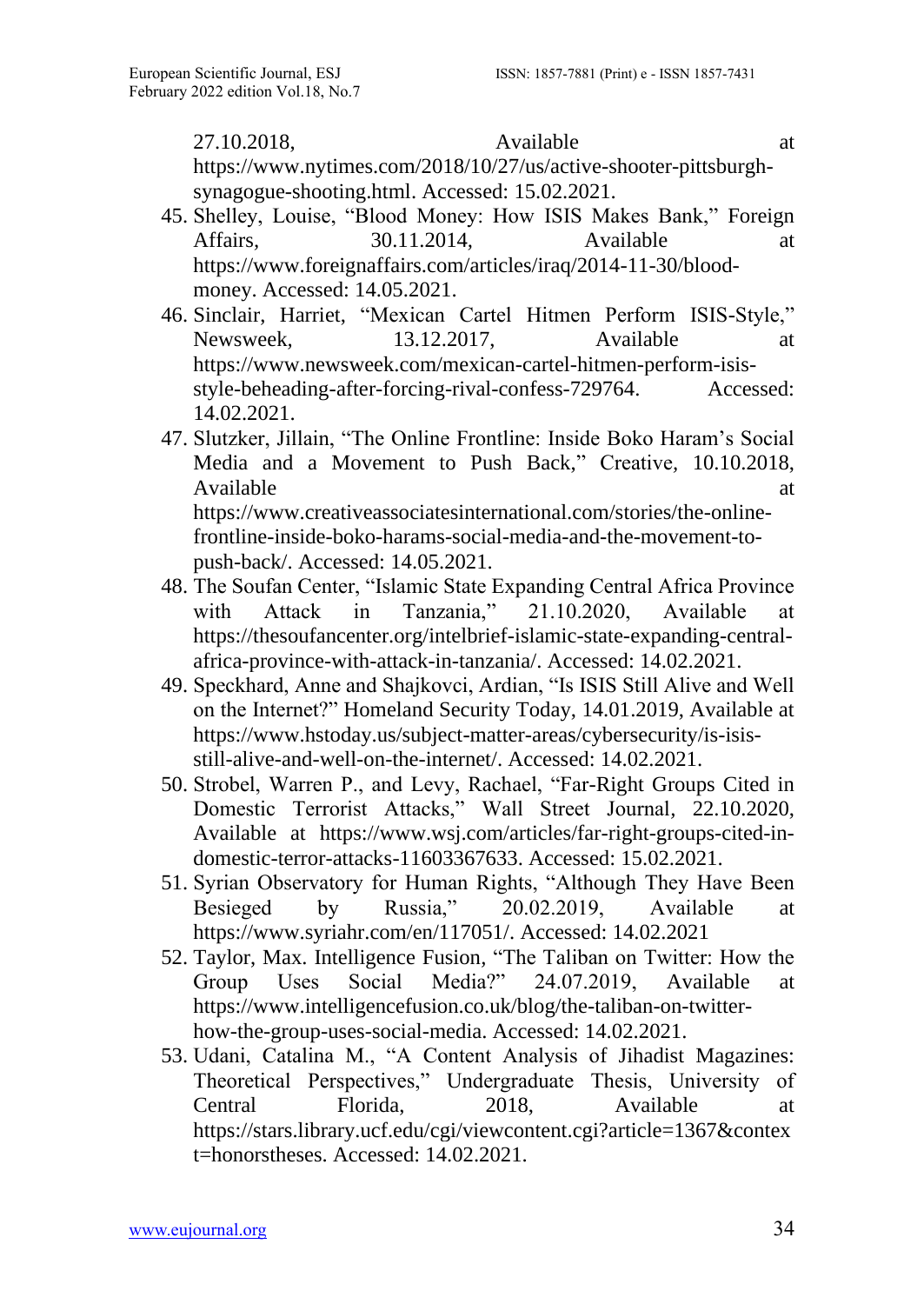27.10.2018, Available at https://www.nytimes.com/2018/10/27/us/active-shooter-pittsburgh-synagogue-shooting.html. Accessed: 15.02.2021.

45. Shelley, Louise, "Blood Money: How ISIS Makes Bank," Foreign Affairs, 30.11.2014, Available at https://www.foreignaffairs.com/articles/iraq/2014-11-30/blood-money. Accessed: 14.05.2021.
46. Sinclair, Harriet, "Mexican Cartel Hitmen Perform ISIS-Style," Newsweek, 13.12.2017, Available at https://www.newsweek.com/mexican-cartel-hitmen-perform-isis-style-beheading-after-forcing-rival-confess-729764. Accessed: 14.02.2021.
47. Slutzker, Jillain, "The Online Frontline: Inside Boko Haram's Social Media and a Movement to Push Back," Creative, 10.10.2018, Available at https://www.creativeassociatesinternational.com/stories/the-online-frontline-inside-boko-harams-social-media-and-the-movement-to-push-back/. Accessed: 14.05.2021.
48. The Soufan Center, "Islamic State Expanding Central Africa Province with Attack in Tanzania," 21.10.2020, Available at https://thesoufancenter.org/intelbrief-islamic-state-expanding-central-africa-province-with-attack-in-tanzania/. Accessed: 14.02.2021.
49. Speckhard, Anne and Shajkovci, Ardian, "Is ISIS Still Alive and Well on the Internet?" Homeland Security Today, 14.01.2019, Available at https://www.hstoday.us/subject-matter-areas/cybersecurity/is-isis-still-alive-and-well-on-the-internet/. Accessed: 14.02.2021.
50. Strobel, Warren P., and Levy, Rachael, "Far-Right Groups Cited in Domestic Terrorist Attacks," Wall Street Journal, 22.10.2020, Available at https://www.wsj.com/articles/far-right-groups-cited-in-domestic-terror-attacks-11603367633. Accessed: 15.02.2021.
51. Syrian Observatory for Human Rights, "Although They Have Been Besieged by Russia," 20.02.2019, Available at https://www.syriahr.com/en/117051/. Accessed: 14.02.2021
52. Taylor, Max. Intelligence Fusion, "The Taliban on Twitter: How the Group Uses Social Media?" 24.07.2019, Available at https://www.intelligencefusion.co.uk/blog/the-taliban-on-twitter-how-the-group-uses-social-media. Accessed: 14.02.2021.
53. Udani, Catalina M., "A Content Analysis of Jihadist Magazines: Theoretical Perspectives," Undergraduate Thesis, University of Central Florida, 2018, Available at https://stars.library.ucf.edu/cgi/viewcontent.cgi?article=1367&context=honorstheses. Accessed: 14.02.2021.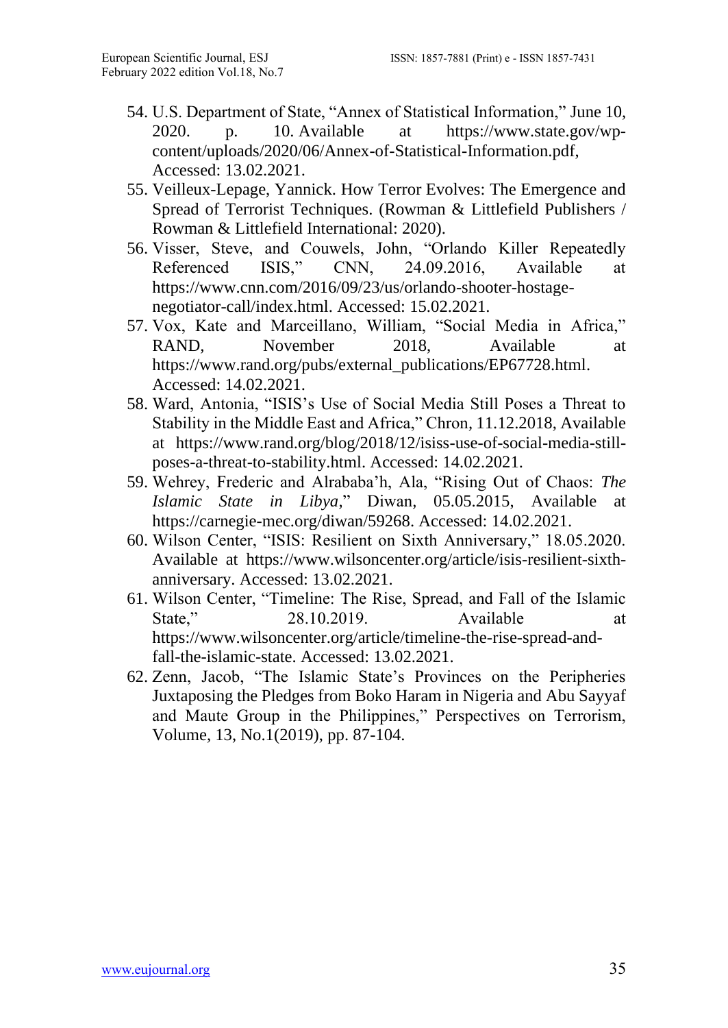54. U.S. Department of State, "Annex of Statistical Information," June 10, 2020. p. 10. Available at https://www.state.gov/wp-content/uploads/2020/06/Annex-of-Statistical-Information.pdf, Accessed: 13.02.2021.
55. Veilleux-Lepage, Yannick. How Terror Evolves: The Emergence and Spread of Terrorist Techniques. (Rowman & Littlefield Publishers / Rowman & Littlefield International: 2020).
56. Visser, Steve, and Couwels, John, "Orlando Killer Repeatedly Referenced ISIS," CNN, 24.09.2016, Available at https://www.cnn.com/2016/09/23/us/orlando-shooter-hostage-negotiator-call/index.html. Accessed: 15.02.2021.
57. Vox, Kate and Marceillano, William, "Social Media in Africa," RAND, November 2018, Available at https://www.rand.org/pubs/external_publications/EP67728.html. Accessed: 14.02.2021.
58. Ward, Antonia, "ISIS's Use of Social Media Still Poses a Threat to Stability in the Middle East and Africa," Chron, 11.12.2018, Available at https://www.rand.org/blog/2018/12/isiss-use-of-social-media-still-poses-a-threat-to-stability.html. Accessed: 14.02.2021.
59. Wehrey, Frederic and Alrababa'h, Ala, "Rising Out of Chaos: *The Islamic State in Libya*," Diwan, 05.05.2015, Available at https://carnegie-mec.org/diwan/59268. Accessed: 14.02.2021.
60. Wilson Center, "ISIS: Resilient on Sixth Anniversary," 18.05.2020. Available at https://www.wilsoncenter.org/article/isis-resilient-sixth-anniversary. Accessed: 13.02.2021.
61. Wilson Center, "Timeline: The Rise, Spread, and Fall of the Islamic State," 28.10.2019. Available at https://www.wilsoncenter.org/article/timeline-the-rise-spread-and-fall-the-islamic-state. Accessed: 13.02.2021.
62. Zenn, Jacob, "The Islamic State's Provinces on the Peripheries Juxtaposing the Pledges from Boko Haram in Nigeria and Abu Sayyaf and Maute Group in the Philippines," Perspectives on Terrorism, Volume, 13, No.1(2019), pp. 87-104.